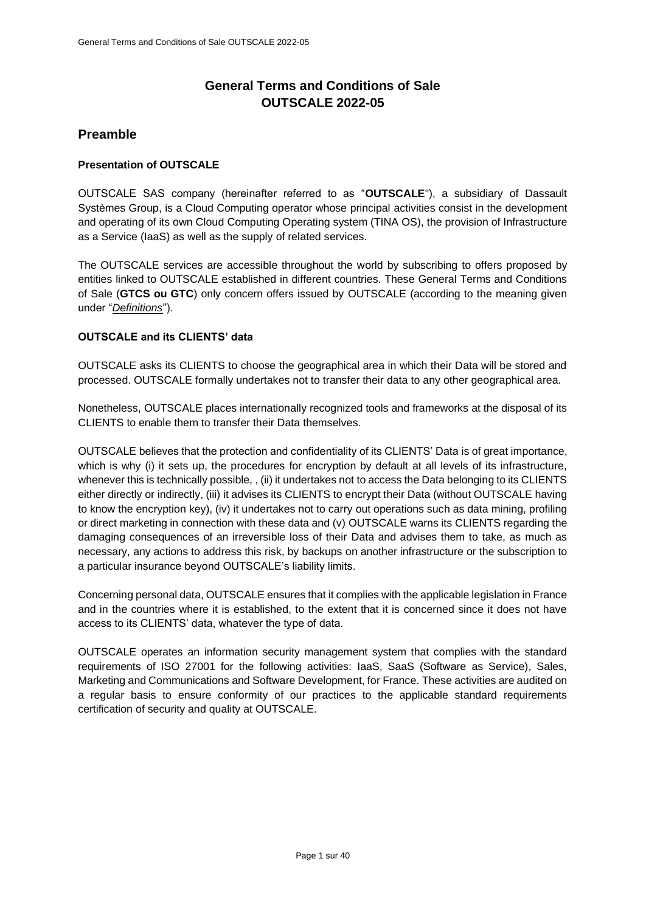# General Terms and Conditions of Sale OUTSCALE 2022-05

## Preamble

**Presentation of OUTSCALE**

OUTSCALE SAS company (hereinafter referred to as "**OUTSCALE**"), a subsidiary of Dassault Systèmes Group, is a Cloud Computing operator whose principal activities consist in the development and operating of its own Cloud Computing Operating system (TINA OS), the provision of Infrastructure as a Service (IaaS) as well as the supply of related services.

The OUTSCALE services are accessible throughout the world by subscribing to offers proposed by entities linked to OUTSCALE established in different countries. These General Terms and Conditions of Sale (**GTCS ou GTC**) only concern offers issued by OUTSCALE (according to the meaning given under "*Definitions*").

**OUTSCALE and its CLIENTS' data**

OUTSCALE asks its CLIENTS to choose the geographical area in which their Data will be stored and processed. OUTSCALE formally undertakes not to transfer their data to any other geographical area.

Nonetheless, OUTSCALE places internationally recognized tools and frameworks at the disposal of its CLIENTS to enable them to transfer their Data themselves.

OUTSCALE believes that the protection and confidentiality of its CLIENTS' Data is of great importance, which is why (i) it sets up, the procedures for encryption by default at all levels of its infrastructure, whenever this is technically possible, , (ii) it undertakes not to access the Data belonging to its CLIENTS either directly or indirectly, (iii) it advises its CLIENTS to encrypt their Data (without OUTSCALE having to know the encryption key), (iv) it undertakes not to carry out operations such as data mining, profiling or direct marketing in connection with these data and (v) OUTSCALE warns its CLIENTS regarding the damaging consequences of an irreversible loss of their Data and advises them to take, as much as necessary, any actions to address this risk, by backups on another infrastructure or the subscription to a particular insurance beyond OUTSCALE's liability limits.

Concerning personal data, OUTSCALE ensures that it complies with the applicable legislation in France and in the countries where it is established, to the extent that it is concerned since it does not have access to its CLIENTS' data, whatever the type of data.

OUTSCALE operates an information security management system that complies with the standard requirements of ISO 27001 for the following activities: IaaS, SaaS (Software as Service), Sales, Marketing and Communications and Software Development, for France. These activities are audited on a regular basis to ensure conformity of our practices to the applicable standard requirements certification of security and quality at OUTSCALE.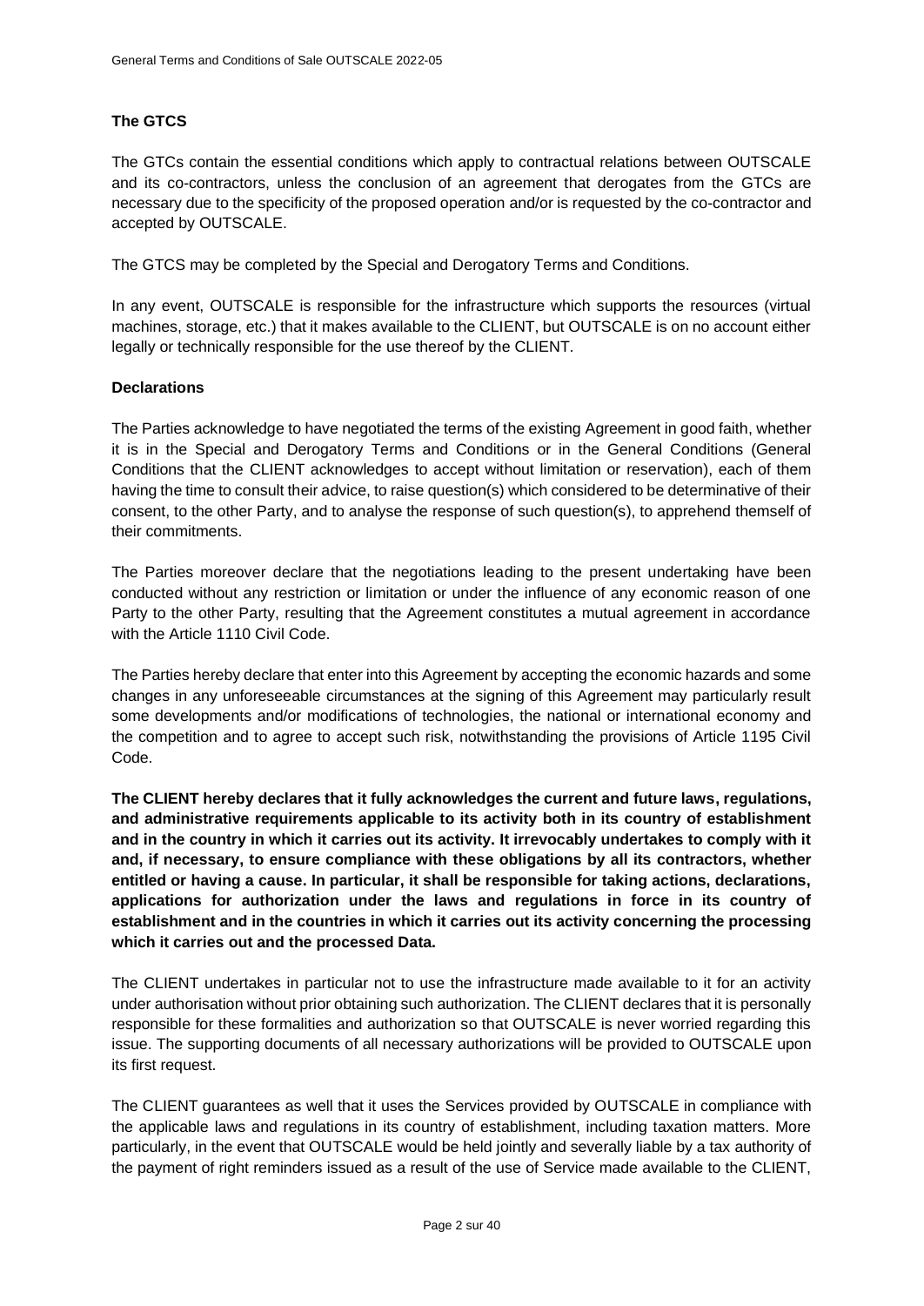**The GTCS**

The GTCs contain the essential conditions which apply to contractual relations between OUTSCALE and its co-contractors, unless the conclusion of an agreement that derogates from the GTCs are necessary due to the specificity of the proposed operation and/or is requested by the co-contractor and accepted by OUTSCALE.

The GTCS may be completed by the Special and Derogatory Terms and Conditions.

In any event, OUTSCALE is responsible for the infrastructure which supports the resources (virtual machines, storage, etc.) that it makes available to the CLIENT, but OUTSCALE is on no account either legally or technically responsible for the use thereof by the CLIENT.

**Declarations**

The Parties acknowledge to have negotiated the terms of the existing Agreement in good faith, whether it is in the Special and Derogatory Terms and Conditions or in the General Conditions (General Conditions that the CLIENT acknowledges to accept without limitation or reservation), each of them having the time to consult their advice, to raise question(s) which considered to be determinative of their consent, to the other Party, and to analyse the response of such question(s), to apprehend themself of their commitments.

The Parties moreover declare that the negotiations leading to the present undertaking have been conducted without any restriction or limitation or under the influence of any economic reason of one Party to the other Party, resulting that the Agreement constitutes a mutual agreement in accordance with the Article 1110 Civil Code.

The Parties hereby declare that enter into this Agreement by accepting the economic hazards and some changes in any unforeseeable circumstances at the signing of this Agreement may particularly result some developments and/or modifications of technologies, the national or international economy and the competition and to agree to accept such risk, notwithstanding the provisions of Article 1195 Civil Code.

**The CLIENT hereby declares that it fully acknowledges the current and future laws, regulations, and administrative requirements applicable to its activity both in its country of establishment and in the country in which it carries out its activity. It irrevocably undertakes to comply with it and, if necessary, to ensure compliance with these obligations by all its contractors, whether entitled or having a cause. In particular, it shall be responsible for taking actions, declarations, applications for authorization under the laws and regulations in force in its country of establishment and in the countries in which it carries out its activity concerning the processing which it carries out and the processed Data.**

The CLIENT undertakes in particular not to use the infrastructure made available to it for an activity under authorisation without prior obtaining such authorization. The CLIENT declares that it is personally responsible for these formalities and authorization so that OUTSCALE is never worried regarding this issue. The supporting documents of all necessary authorizations will be provided to OUTSCALE upon its first request.

The CLIENT guarantees as well that it uses the Services provided by OUTSCALE in compliance with the applicable laws and regulations in its country of establishment, including taxation matters. More particularly, in the event that OUTSCALE would be held jointly and severally liable by a tax authority of the payment of right reminders issued as a result of the use of Service made available to the CLIENT,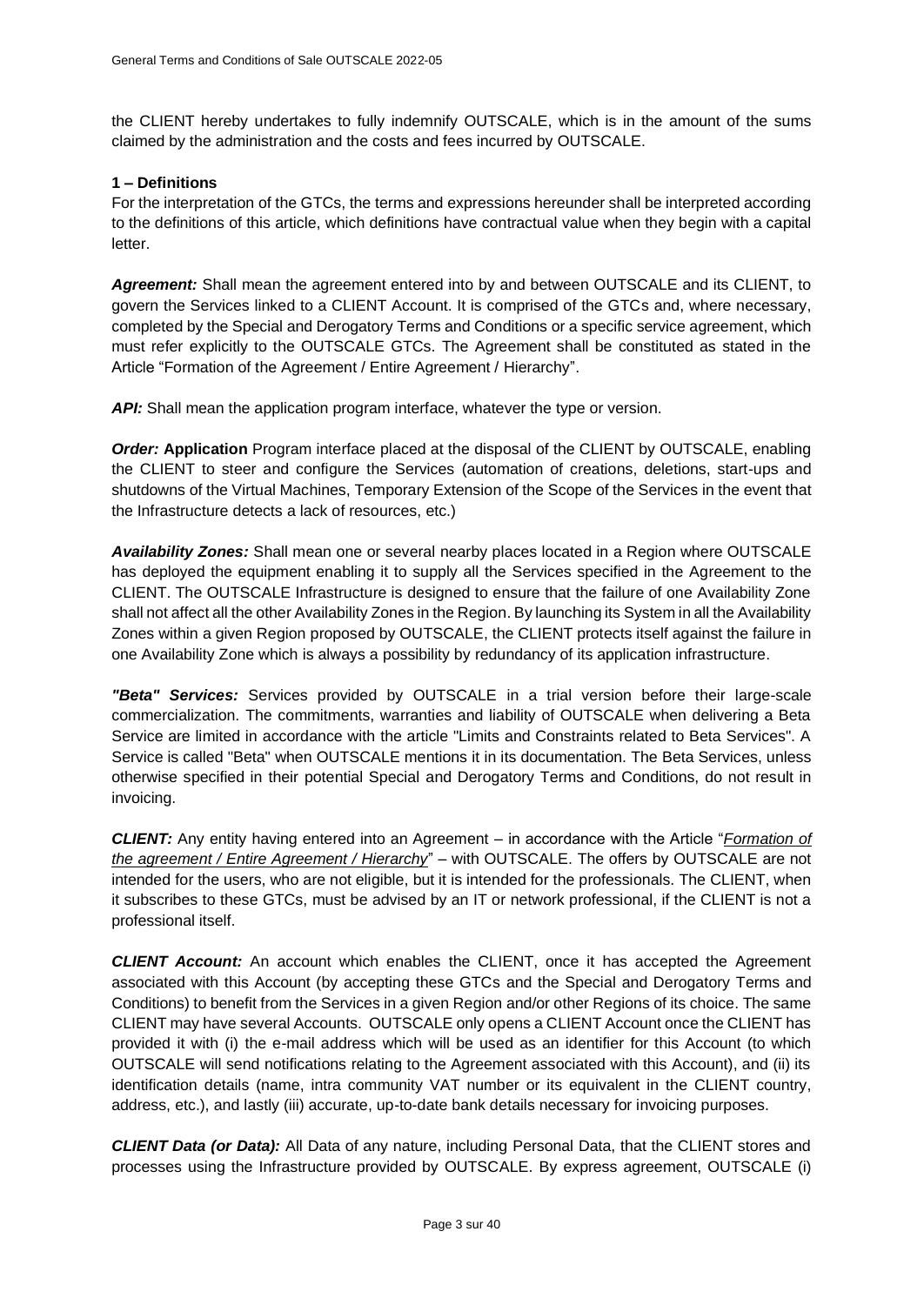the CLIENT hereby undertakes to fully indemnify OUTSCALE, which is in the amount of the sums claimed by the administration and the costs and fees incurred by OUTSCALE.

**1 – Definitions**

For the interpretation of the GTCs, the terms and expressions hereunder shall be interpreted according to the definitions of this article, which definitions have contractual value when they begin with a capital letter.

***Agreement:*** Shall mean the agreement entered into by and between OUTSCALE and its CLIENT, to govern the Services linked to a CLIENT Account. It is comprised of the GTCs and, where necessary, completed by the Special and Derogatory Terms and Conditions or a specific service agreement, which must refer explicitly to the OUTSCALE GTCs. The Agreement shall be constituted as stated in the Article "Formation of the Agreement / Entire Agreement / Hierarchy".

***API:*** Shall mean the application program interface, whatever the type or version.

***Order:*** **Application** Program interface placed at the disposal of the CLIENT by OUTSCALE, enabling the CLIENT to steer and configure the Services (automation of creations, deletions, start-ups and shutdowns of the Virtual Machines, Temporary Extension of the Scope of the Services in the event that the Infrastructure detects a lack of resources, etc.)

***Availability Zones:*** Shall mean one or several nearby places located in a Region where OUTSCALE has deployed the equipment enabling it to supply all the Services specified in the Agreement to the CLIENT. The OUTSCALE Infrastructure is designed to ensure that the failure of one Availability Zone shall not affect all the other Availability Zones in the Region. By launching its System in all the Availability Zones within a given Region proposed by OUTSCALE, the CLIENT protects itself against the failure in one Availability Zone which is always a possibility by redundancy of its application infrastructure.

***"Beta" Services:*** Services provided by OUTSCALE in a trial version before their large-scale commercialization. The commitments, warranties and liability of OUTSCALE when delivering a Beta Service are limited in accordance with the article "Limits and Constraints related to Beta Services". A Service is called "Beta" when OUTSCALE mentions it in its documentation. The Beta Services, unless otherwise specified in their potential Special and Derogatory Terms and Conditions, do not result in invoicing.

***CLIENT:*** Any entity having entered into an Agreement – in accordance with the Article "*Formation of the agreement / Entire Agreement / Hierarchy*" – with OUTSCALE. The offers by OUTSCALE are not intended for the users, who are not eligible, but it is intended for the professionals. The CLIENT, when it subscribes to these GTCs, must be advised by an IT or network professional, if the CLIENT is not a professional itself.

***CLIENT Account:*** An account which enables the CLIENT, once it has accepted the Agreement associated with this Account (by accepting these GTCs and the Special and Derogatory Terms and Conditions) to benefit from the Services in a given Region and/or other Regions of its choice. The same CLIENT may have several Accounts. OUTSCALE only opens a CLIENT Account once the CLIENT has provided it with (i) the e-mail address which will be used as an identifier for this Account (to which OUTSCALE will send notifications relating to the Agreement associated with this Account), and (ii) its identification details (name, intra community VAT number or its equivalent in the CLIENT country, address, etc.), and lastly (iii) accurate, up-to-date bank details necessary for invoicing purposes.

***CLIENT Data (or Data):*** All Data of any nature, including Personal Data, that the CLIENT stores and processes using the Infrastructure provided by OUTSCALE. By express agreement, OUTSCALE (i)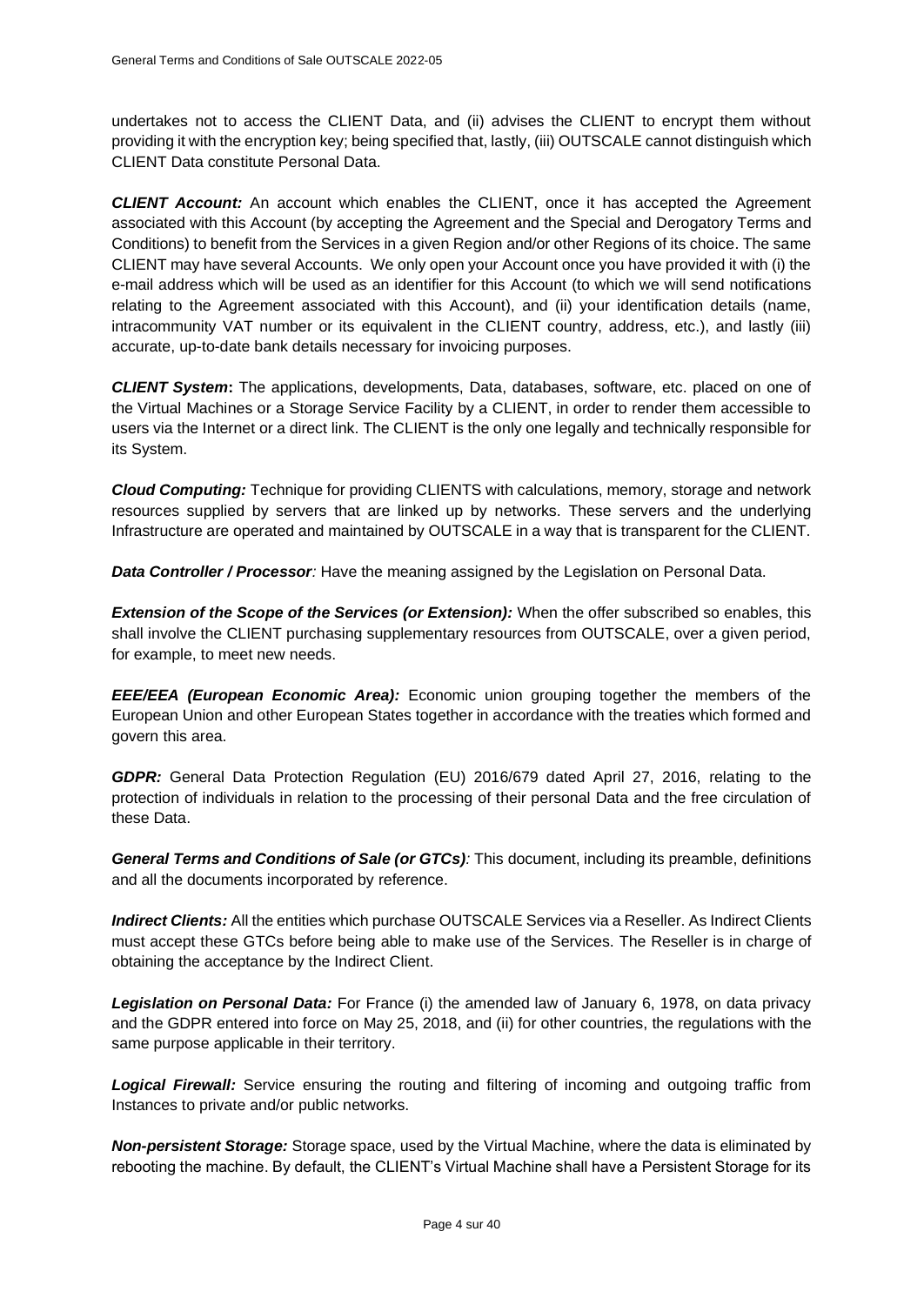undertakes not to access the CLIENT Data, and (ii) advises the CLIENT to encrypt them without providing it with the encryption key; being specified that, lastly, (iii) OUTSCALE cannot distinguish which CLIENT Data constitute Personal Data.

***CLIENT Account:*** An account which enables the CLIENT, once it has accepted the Agreement associated with this Account (by accepting the Agreement and the Special and Derogatory Terms and Conditions) to benefit from the Services in a given Region and/or other Regions of its choice. The same CLIENT may have several Accounts. We only open your Account once you have provided it with (i) the e-mail address which will be used as an identifier for this Account (to which we will send notifications relating to the Agreement associated with this Account), and (ii) your identification details (name, intracommunity VAT number or its equivalent in the CLIENT country, address, etc.), and lastly (iii) accurate, up-to-date bank details necessary for invoicing purposes.

***CLIENT System*:** The applications, developments, Data, databases, software, etc. placed on one of the Virtual Machines or a Storage Service Facility by a CLIENT, in order to render them accessible to users via the Internet or a direct link. The CLIENT is the only one legally and technically responsible for its System.

***Cloud Computing:*** Technique for providing CLIENTS with calculations, memory, storage and network resources supplied by servers that are linked up by networks. These servers and the underlying Infrastructure are operated and maintained by OUTSCALE in a way that is transparent for the CLIENT.

***Data Controller / Processor**:* Have the meaning assigned by the Legislation on Personal Data.

***Extension of the Scope of the Services (or Extension):*** When the offer subscribed so enables, this shall involve the CLIENT purchasing supplementary resources from OUTSCALE, over a given period, for example, to meet new needs.

***EEE/EEA (European Economic Area):*** Economic union grouping together the members of the European Union and other European States together in accordance with the treaties which formed and govern this area.

***GDPR:*** General Data Protection Regulation (EU) 2016/679 dated April 27, 2016, relating to the protection of individuals in relation to the processing of their personal Data and the free circulation of these Data.

***General Terms and Conditions of Sale (or GTCs)**:* This document, including its preamble, definitions and all the documents incorporated by reference.

***Indirect Clients:*** All the entities which purchase OUTSCALE Services via a Reseller. As Indirect Clients must accept these GTCs before being able to make use of the Services. The Reseller is in charge of obtaining the acceptance by the Indirect Client.

***Legislation on Personal Data:*** For France (i) the amended law of January 6, 1978, on data privacy and the GDPR entered into force on May 25, 2018, and (ii) for other countries, the regulations with the same purpose applicable in their territory.

***Logical Firewall:*** Service ensuring the routing and filtering of incoming and outgoing traffic from Instances to private and/or public networks.

***Non-persistent Storage:*** Storage space, used by the Virtual Machine, where the data is eliminated by rebooting the machine. By default, the CLIENT's Virtual Machine shall have a Persistent Storage for its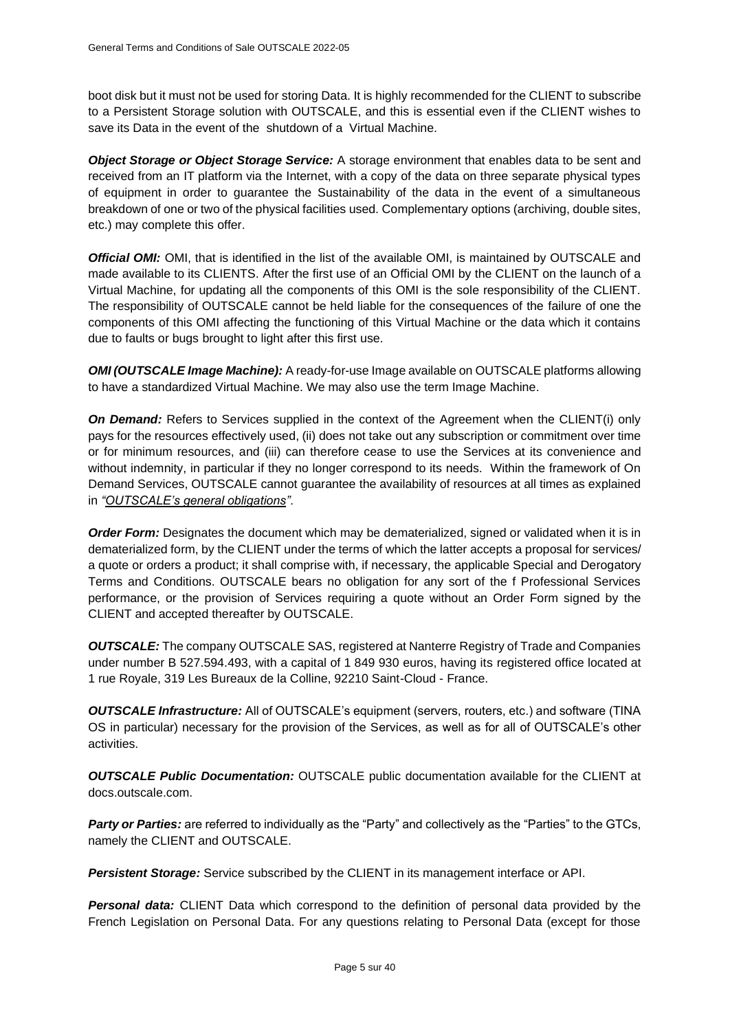boot disk but it must not be used for storing Data. It is highly recommended for the CLIENT to subscribe to a Persistent Storage solution with OUTSCALE, and this is essential even if the CLIENT wishes to save its Data in the event of the shutdown of a Virtual Machine.

***Object Storage or Object Storage Service:*** A storage environment that enables data to be sent and received from an IT platform via the Internet, with a copy of the data on three separate physical types of equipment in order to guarantee the Sustainability of the data in the event of a simultaneous breakdown of one or two of the physical facilities used. Complementary options (archiving, double sites, etc.) may complete this offer.

***Official OMI:*** OMI, that is identified in the list of the available OMI, is maintained by OUTSCALE and made available to its CLIENTS. After the first use of an Official OMI by the CLIENT on the launch of a Virtual Machine, for updating all the components of this OMI is the sole responsibility of the CLIENT. The responsibility of OUTSCALE cannot be held liable for the consequences of the failure of one the components of this OMI affecting the functioning of this Virtual Machine or the data which it contains due to faults or bugs brought to light after this first use.

***OMI (OUTSCALE Image Machine):*** A ready-for-use Image available on OUTSCALE platforms allowing to have a standardized Virtual Machine. We may also use the term Image Machine.

***On Demand:*** Refers to Services supplied in the context of the Agreement when the CLIENT(i) only pays for the resources effectively used, (ii) does not take out any subscription or commitment over time or for minimum resources, and (iii) can therefore cease to use the Services at its convenience and without indemnity, in particular if they no longer correspond to its needs. Within the framework of On Demand Services, OUTSCALE cannot guarantee the availability of resources at all times as explained in *"OUTSCALE's general obligations"*.

***Order Form:*** Designates the document which may be dematerialized, signed or validated when it is in dematerialized form, by the CLIENT under the terms of which the latter accepts a proposal for services/ a quote or orders a product; it shall comprise with, if necessary, the applicable Special and Derogatory Terms and Conditions. OUTSCALE bears no obligation for any sort of the f Professional Services performance, or the provision of Services requiring a quote without an Order Form signed by the CLIENT and accepted thereafter by OUTSCALE.

***OUTSCALE:*** The company OUTSCALE SAS, registered at Nanterre Registry of Trade and Companies under number B 527.594.493, with a capital of 1 849 930 euros, having its registered office located at 1 rue Royale, 319 Les Bureaux de la Colline, 92210 Saint-Cloud - France.

***OUTSCALE Infrastructure:*** All of OUTSCALE's equipment (servers, routers, etc.) and software (TINA OS in particular) necessary for the provision of the Services, as well as for all of OUTSCALE's other activities.

***OUTSCALE Public Documentation:*** OUTSCALE public documentation available for the CLIENT at docs.outscale.com.

***Party or Parties:*** are referred to individually as the "Party" and collectively as the "Parties" to the GTCs, namely the CLIENT and OUTSCALE.

***Persistent Storage:*** Service subscribed by the CLIENT in its management interface or API.

***Personal data:*** CLIENT Data which correspond to the definition of personal data provided by the French Legislation on Personal Data. For any questions relating to Personal Data (except for those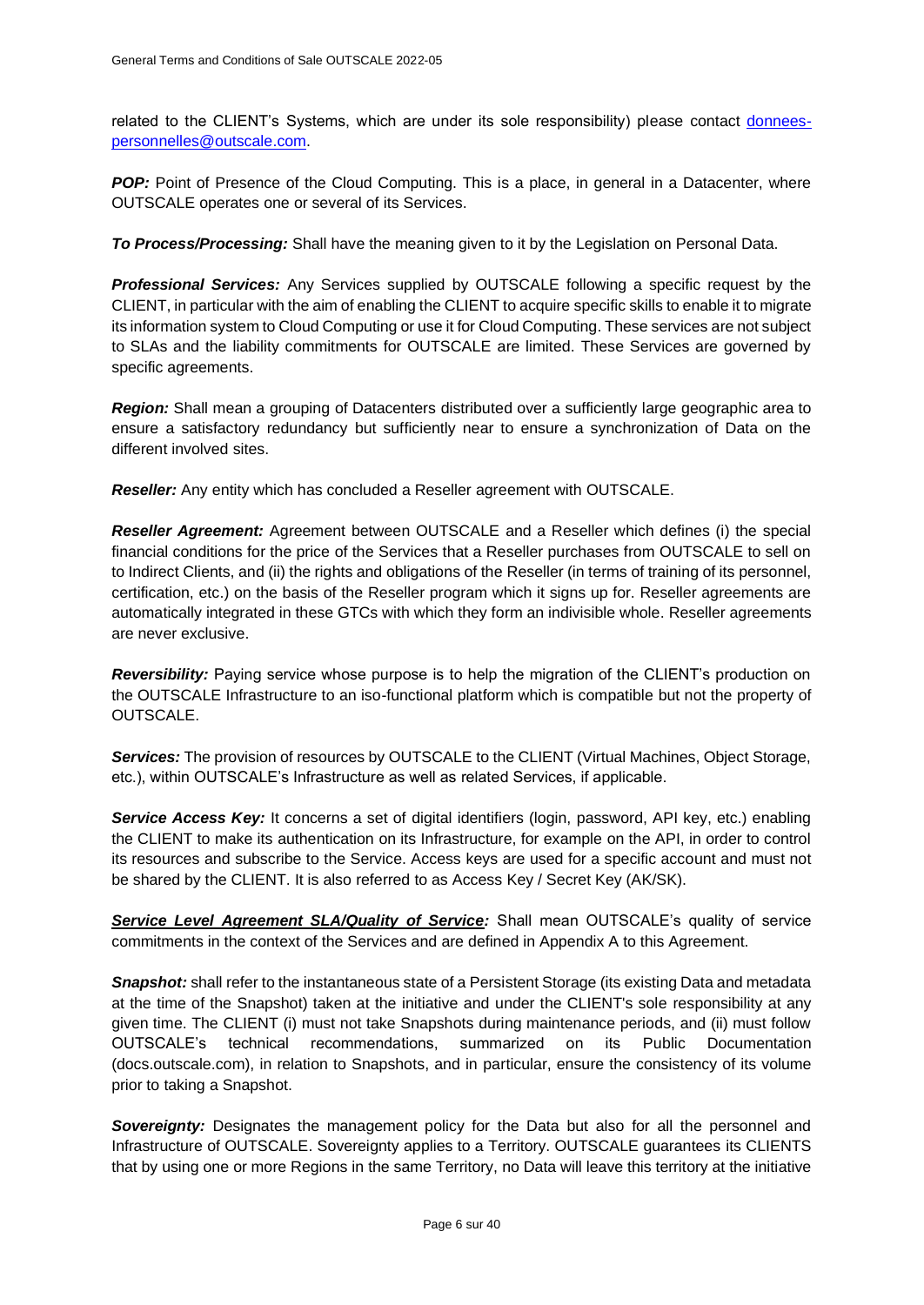related to the CLIENT's Systems, which are under its sole responsibility) please contact donnees-personnelles@outscale.com.

***POP:*** Point of Presence of the Cloud Computing. This is a place, in general in a Datacenter, where OUTSCALE operates one or several of its Services.

***To Process/Processing:*** Shall have the meaning given to it by the Legislation on Personal Data.

***Professional Services:*** Any Services supplied by OUTSCALE following a specific request by the CLIENT, in particular with the aim of enabling the CLIENT to acquire specific skills to enable it to migrate its information system to Cloud Computing or use it for Cloud Computing. These services are not subject to SLAs and the liability commitments for OUTSCALE are limited. These Services are governed by specific agreements.

***Region:*** Shall mean a grouping of Datacenters distributed over a sufficiently large geographic area to ensure a satisfactory redundancy but sufficiently near to ensure a synchronization of Data on the different involved sites.

***Reseller:*** Any entity which has concluded a Reseller agreement with OUTSCALE.

***Reseller Agreement:*** Agreement between OUTSCALE and a Reseller which defines (i) the special financial conditions for the price of the Services that a Reseller purchases from OUTSCALE to sell on to Indirect Clients, and (ii) the rights and obligations of the Reseller (in terms of training of its personnel, certification, etc.) on the basis of the Reseller program which it signs up for. Reseller agreements are automatically integrated in these GTCs with which they form an indivisible whole. Reseller agreements are never exclusive.

***Reversibility:*** Paying service whose purpose is to help the migration of the CLIENT's production on the OUTSCALE Infrastructure to an iso-functional platform which is compatible but not the property of OUTSCALE.

***Services:*** The provision of resources by OUTSCALE to the CLIENT (Virtual Machines, Object Storage, etc.), within OUTSCALE's Infrastructure as well as related Services, if applicable.

***Service Access Key:*** It concerns a set of digital identifiers (login, password, API key, etc.) enabling the CLIENT to make its authentication on its Infrastructure, for example on the API, in order to control its resources and subscribe to the Service. Access keys are used for a specific account and must not be shared by the CLIENT. It is also referred to as Access Key / Secret Key (AK/SK).

***<u>Service Level Agreement SLA/Quality of Service</u>:*** Shall mean OUTSCALE's quality of service commitments in the context of the Services and are defined in Appendix A to this Agreement.

***Snapshot:*** shall refer to the instantaneous state of a Persistent Storage (its existing Data and metadata at the time of the Snapshot) taken at the initiative and under the CLIENT's sole responsibility at any given time. The CLIENT (i) must not take Snapshots during maintenance periods, and (ii) must follow OUTSCALE's technical recommendations, summarized on its Public Documentation (docs.outscale.com), in relation to Snapshots, and in particular, ensure the consistency of its volume prior to taking a Snapshot.

***Sovereignty:*** Designates the management policy for the Data but also for all the personnel and Infrastructure of OUTSCALE. Sovereignty applies to a Territory. OUTSCALE guarantees its CLIENTS that by using one or more Regions in the same Territory, no Data will leave this territory at the initiative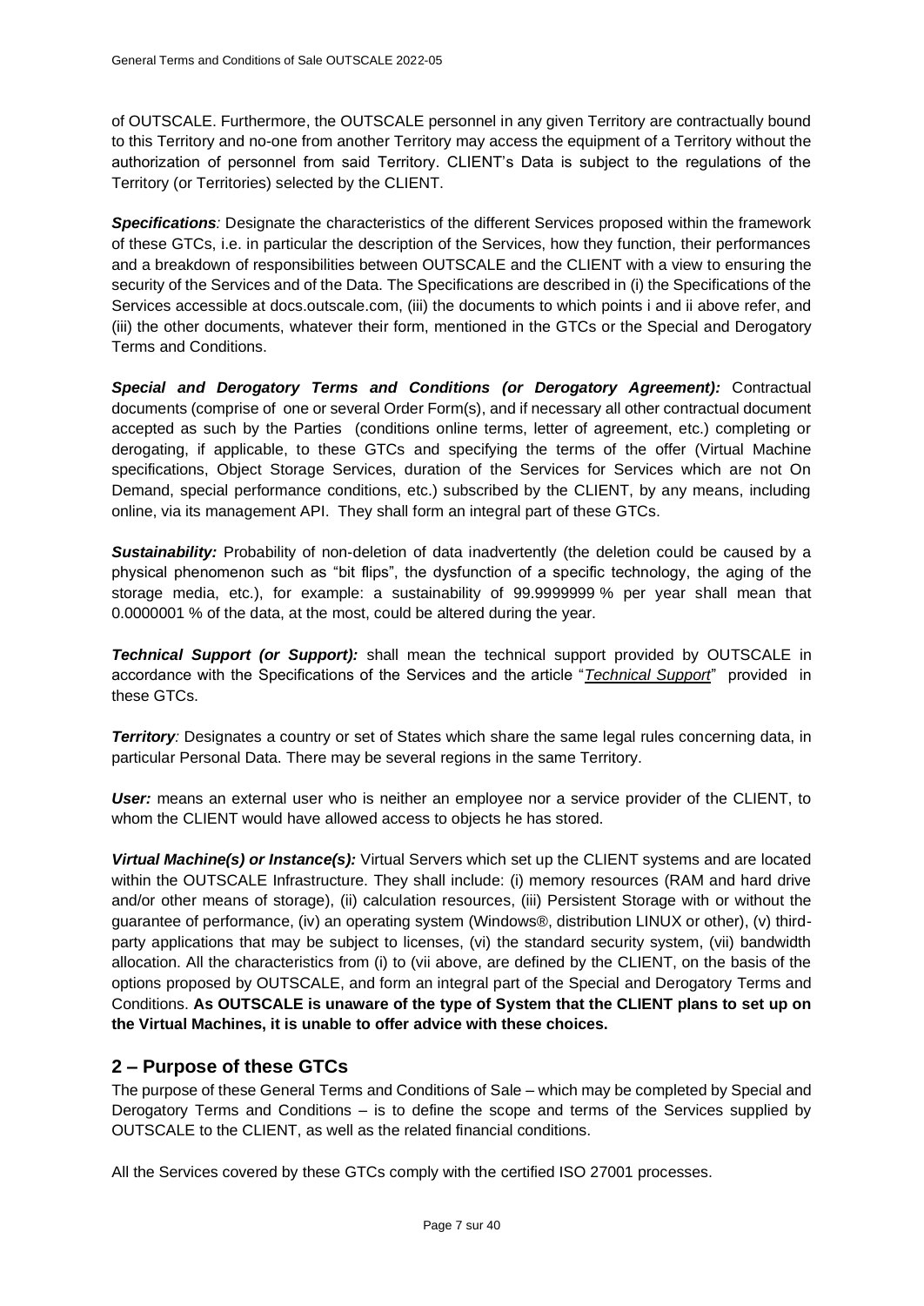of OUTSCALE. Furthermore, the OUTSCALE personnel in any given Territory are contractually bound to this Territory and no-one from another Territory may access the equipment of a Territory without the authorization of personnel from said Territory. CLIENT's Data is subject to the regulations of the Territory (or Territories) selected by the CLIENT.

***Specifications**:* Designate the characteristics of the different Services proposed within the framework of these GTCs, i.e. in particular the description of the Services, how they function, their performances and a breakdown of responsibilities between OUTSCALE and the CLIENT with a view to ensuring the security of the Services and of the Data. The Specifications are described in (i) the Specifications of the Services accessible at docs.outscale.com, (iii) the documents to which points i and ii above refer, and (iii) the other documents, whatever their form, mentioned in the GTCs or the Special and Derogatory Terms and Conditions.

***Special and Derogatory Terms and Conditions (or Derogatory Agreement):*** Contractual documents (comprise of one or several Order Form(s), and if necessary all other contractual document accepted as such by the Parties (conditions online terms, letter of agreement, etc.) completing or derogating, if applicable, to these GTCs and specifying the terms of the offer (Virtual Machine specifications, Object Storage Services, duration of the Services for Services which are not On Demand, special performance conditions, etc.) subscribed by the CLIENT, by any means, including online, via its management API. They shall form an integral part of these GTCs.

***Sustainability:*** Probability of non-deletion of data inadvertently (the deletion could be caused by a physical phenomenon such as "bit flips", the dysfunction of a specific technology, the aging of the storage media, etc.), for example: a sustainability of 99.9999999 % per year shall mean that 0.0000001 % of the data, at the most, could be altered during the year.

***Technical Support (or Support):*** shall mean the technical support provided by OUTSCALE in accordance with the Specifications of the Services and the article "*Technical Support*" provided in these GTCs.

***Territory**:* Designates a country or set of States which share the same legal rules concerning data, in particular Personal Data. There may be several regions in the same Territory.

***User:*** means an external user who is neither an employee nor a service provider of the CLIENT, to whom the CLIENT would have allowed access to objects he has stored.

***Virtual Machine(s) or Instance(s):*** Virtual Servers which set up the CLIENT systems and are located within the OUTSCALE Infrastructure. They shall include: (i) memory resources (RAM and hard drive and/or other means of storage), (ii) calculation resources, (iii) Persistent Storage with or without the guarantee of performance, (iv) an operating system (Windows®, distribution LINUX or other), (v) third-party applications that may be subject to licenses, (vi) the standard security system, (vii) bandwidth allocation. All the characteristics from (i) to (vii above, are defined by the CLIENT, on the basis of the options proposed by OUTSCALE, and form an integral part of the Special and Derogatory Terms and Conditions. **As OUTSCALE is unaware of the type of System that the CLIENT plans to set up on the Virtual Machines, it is unable to offer advice with these choices.**

## 2 – Purpose of these GTCs

The purpose of these General Terms and Conditions of Sale – which may be completed by Special and Derogatory Terms and Conditions – is to define the scope and terms of the Services supplied by OUTSCALE to the CLIENT, as well as the related financial conditions.

All the Services covered by these GTCs comply with the certified ISO 27001 processes.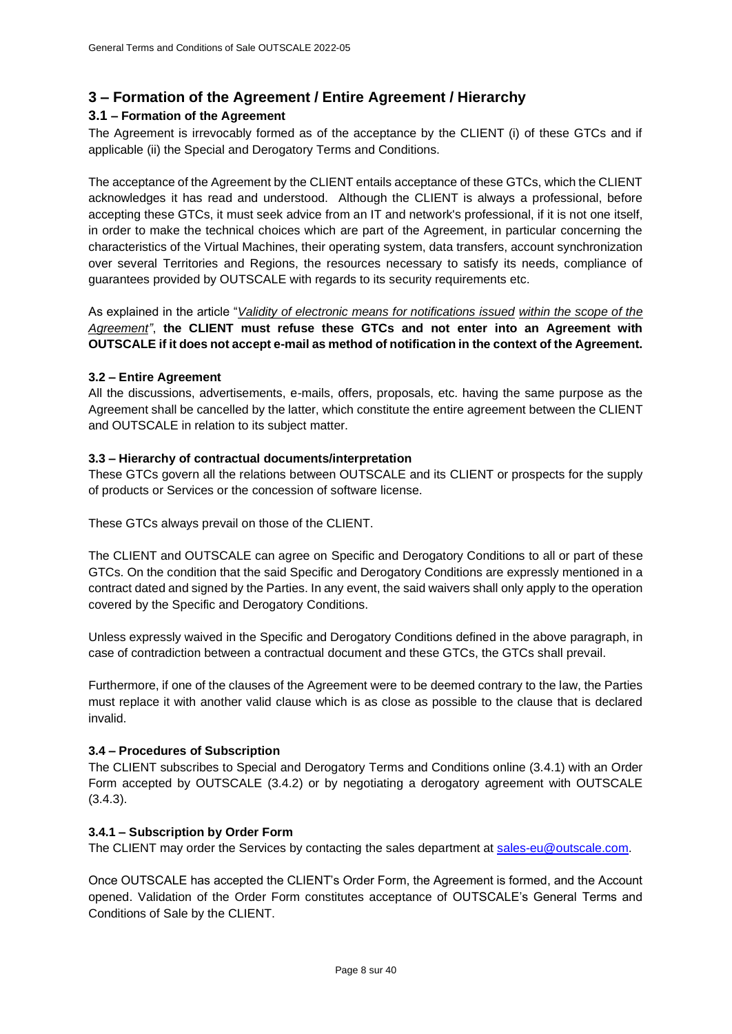## 3 – Formation of the Agreement / Entire Agreement / Hierarchy

### 3.1 – Formation of the Agreement

The Agreement is irrevocably formed as of the acceptance by the CLIENT (i) of these GTCs and if applicable (ii) the Special and Derogatory Terms and Conditions.

The acceptance of the Agreement by the CLIENT entails acceptance of these GTCs, which the CLIENT acknowledges it has read and understood. Although the CLIENT is always a professional, before accepting these GTCs, it must seek advice from an IT and network's professional, if it is not one itself, in order to make the technical choices which are part of the Agreement, in particular concerning the characteristics of the Virtual Machines, their operating system, data transfers, account synchronization over several Territories and Regions, the resources necessary to satisfy its needs, compliance of guarantees provided by OUTSCALE with regards to its security requirements etc.

As explained in the article "*Validity of electronic means for notifications issued within the scope of the Agreement"*, **the CLIENT must refuse these GTCs and not enter into an Agreement with OUTSCALE if it does not accept e-mail as method of notification in the context of the Agreement.**

### 3.2 – Entire Agreement

All the discussions, advertisements, e-mails, offers, proposals, etc. having the same purpose as the Agreement shall be cancelled by the latter, which constitute the entire agreement between the CLIENT and OUTSCALE in relation to its subject matter.

### 3.3 – Hierarchy of contractual documents/interpretation

These GTCs govern all the relations between OUTSCALE and its CLIENT or prospects for the supply of products or Services or the concession of software license.

These GTCs always prevail on those of the CLIENT.

The CLIENT and OUTSCALE can agree on Specific and Derogatory Conditions to all or part of these GTCs. On the condition that the said Specific and Derogatory Conditions are expressly mentioned in a contract dated and signed by the Parties. In any event, the said waivers shall only apply to the operation covered by the Specific and Derogatory Conditions.

Unless expressly waived in the Specific and Derogatory Conditions defined in the above paragraph, in case of contradiction between a contractual document and these GTCs, the GTCs shall prevail.

Furthermore, if one of the clauses of the Agreement were to be deemed contrary to the law, the Parties must replace it with another valid clause which is as close as possible to the clause that is declared invalid.

### 3.4 – Procedures of Subscription

The CLIENT subscribes to Special and Derogatory Terms and Conditions online (3.4.1) with an Order Form accepted by OUTSCALE (3.4.2) or by negotiating a derogatory agreement with OUTSCALE (3.4.3).

#### 3.4.1 – Subscription by Order Form

The CLIENT may order the Services by contacting the sales department at sales-eu@outscale.com.

Once OUTSCALE has accepted the CLIENT's Order Form, the Agreement is formed, and the Account opened. Validation of the Order Form constitutes acceptance of OUTSCALE's General Terms and Conditions of Sale by the CLIENT.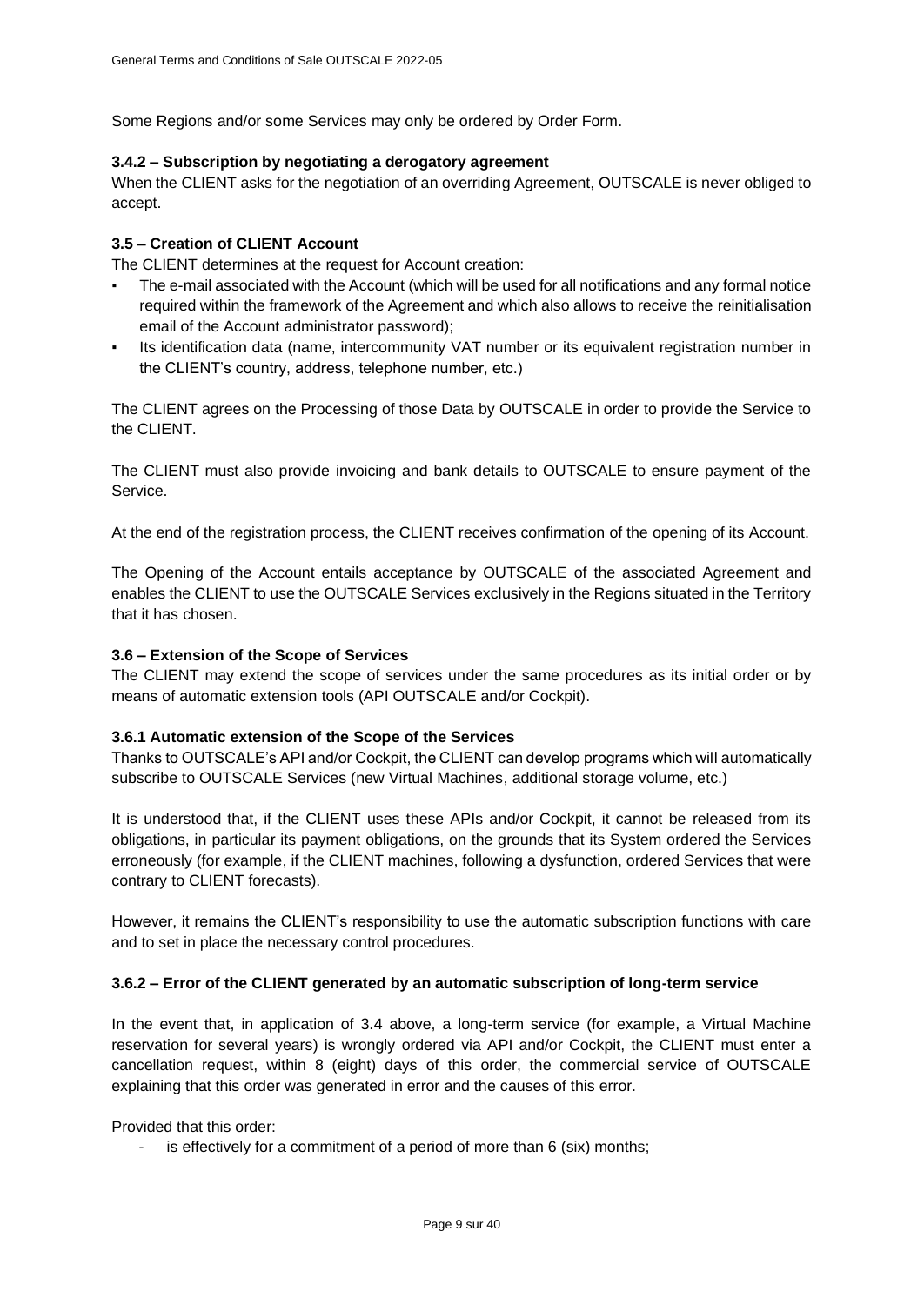Some Regions and/or some Services may only be ordered by Order Form.

#### 3.4.2 – Subscription by negotiating a derogatory agreement

When the CLIENT asks for the negotiation of an overriding Agreement, OUTSCALE is never obliged to accept.

### 3.5 – Creation of CLIENT Account

The CLIENT determines at the request for Account creation:

- The e-mail associated with the Account (which will be used for all notifications and any formal notice required within the framework of the Agreement and which also allows to receive the reinitialisation email of the Account administrator password);
- Its identification data (name, intercommunity VAT number or its equivalent registration number in the CLIENT's country, address, telephone number, etc.)

The CLIENT agrees on the Processing of those Data by OUTSCALE in order to provide the Service to the CLIENT.

The CLIENT must also provide invoicing and bank details to OUTSCALE to ensure payment of the Service.

At the end of the registration process, the CLIENT receives confirmation of the opening of its Account.

The Opening of the Account entails acceptance by OUTSCALE of the associated Agreement and enables the CLIENT to use the OUTSCALE Services exclusively in the Regions situated in the Territory that it has chosen.

### 3.6 – Extension of the Scope of Services

The CLIENT may extend the scope of services under the same procedures as its initial order or by means of automatic extension tools (API OUTSCALE and/or Cockpit).

#### 3.6.1 Automatic extension of the Scope of the Services

Thanks to OUTSCALE's API and/or Cockpit, the CLIENT can develop programs which will automatically subscribe to OUTSCALE Services (new Virtual Machines, additional storage volume, etc.)

It is understood that, if the CLIENT uses these APIs and/or Cockpit, it cannot be released from its obligations, in particular its payment obligations, on the grounds that its System ordered the Services erroneously (for example, if the CLIENT machines, following a dysfunction, ordered Services that were contrary to CLIENT forecasts).

However, it remains the CLIENT's responsibility to use the automatic subscription functions with care and to set in place the necessary control procedures.

#### 3.6.2 – Error of the CLIENT generated by an automatic subscription of long-term service

In the event that, in application of 3.4 above, a long-term service (for example, a Virtual Machine reservation for several years) is wrongly ordered via API and/or Cockpit, the CLIENT must enter a cancellation request, within 8 (eight) days of this order, the commercial service of OUTSCALE explaining that this order was generated in error and the causes of this error.

Provided that this order:

- is effectively for a commitment of a period of more than 6 (six) months;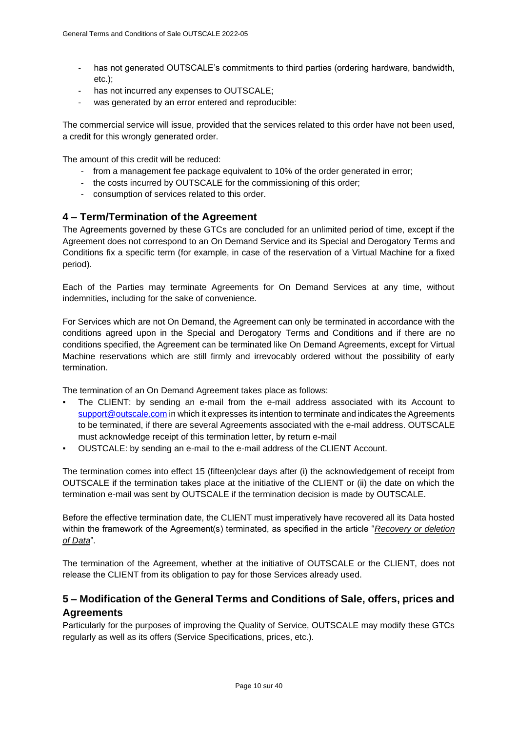- has not generated OUTSCALE's commitments to third parties (ordering hardware, bandwidth, etc.);
- has not incurred any expenses to OUTSCALE;
- was generated by an error entered and reproducible:

The commercial service will issue, provided that the services related to this order have not been used, a credit for this wrongly generated order.

The amount of this credit will be reduced:

- from a management fee package equivalent to 10% of the order generated in error;
- the costs incurred by OUTSCALE for the commissioning of this order;
- consumption of services related to this order.

## 4 – Term/Termination of the Agreement

The Agreements governed by these GTCs are concluded for an unlimited period of time, except if the Agreement does not correspond to an On Demand Service and its Special and Derogatory Terms and Conditions fix a specific term (for example, in case of the reservation of a Virtual Machine for a fixed period).

Each of the Parties may terminate Agreements for On Demand Services at any time, without indemnities, including for the sake of convenience.

For Services which are not On Demand, the Agreement can only be terminated in accordance with the conditions agreed upon in the Special and Derogatory Terms and Conditions and if there are no conditions specified, the Agreement can be terminated like On Demand Agreements, except for Virtual Machine reservations which are still firmly and irrevocably ordered without the possibility of early termination.

The termination of an On Demand Agreement takes place as follows:

- The CLIENT: by sending an e-mail from the e-mail address associated with its Account to support@outscale.com in which it expresses its intention to terminate and indicates the Agreements to be terminated, if there are several Agreements associated with the e-mail address. OUTSCALE must acknowledge receipt of this termination letter, by return e-mail
- OUSTCALE: by sending an e-mail to the e-mail address of the CLIENT Account.

The termination comes into effect 15 (fifteen)clear days after (i) the acknowledgement of receipt from OUTSCALE if the termination takes place at the initiative of the CLIENT or (ii) the date on which the termination e-mail was sent by OUTSCALE if the termination decision is made by OUTSCALE.

Before the effective termination date, the CLIENT must imperatively have recovered all its Data hosted within the framework of the Agreement(s) terminated, as specified in the article "*Recovery or deletion of Data*".

The termination of the Agreement, whether at the initiative of OUTSCALE or the CLIENT, does not release the CLIENT from its obligation to pay for those Services already used.

## 5 – Modification of the General Terms and Conditions of Sale, offers, prices and Agreements

Particularly for the purposes of improving the Quality of Service, OUTSCALE may modify these GTCs regularly as well as its offers (Service Specifications, prices, etc.).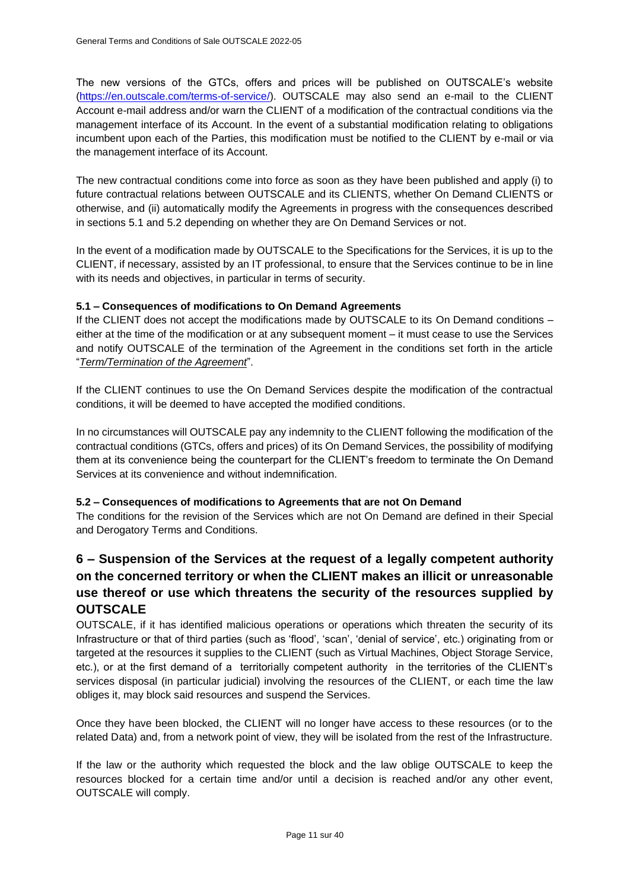The new versions of the GTCs, offers and prices will be published on OUTSCALE's website (https://en.outscale.com/terms-of-service/). OUTSCALE may also send an e-mail to the CLIENT Account e-mail address and/or warn the CLIENT of a modification of the contractual conditions via the management interface of its Account. In the event of a substantial modification relating to obligations incumbent upon each of the Parties, this modification must be notified to the CLIENT by e-mail or via the management interface of its Account.

The new contractual conditions come into force as soon as they have been published and apply (i) to future contractual relations between OUTSCALE and its CLIENTS, whether On Demand CLIENTS or otherwise, and (ii) automatically modify the Agreements in progress with the consequences described in sections 5.1 and 5.2 depending on whether they are On Demand Services or not.

In the event of a modification made by OUTSCALE to the Specifications for the Services, it is up to the CLIENT, if necessary, assisted by an IT professional, to ensure that the Services continue to be in line with its needs and objectives, in particular in terms of security.

### 5.1 – Consequences of modifications to On Demand Agreements

If the CLIENT does not accept the modifications made by OUTSCALE to its On Demand conditions – either at the time of the modification or at any subsequent moment – it must cease to use the Services and notify OUTSCALE of the termination of the Agreement in the conditions set forth in the article "*Term/Termination of the Agreement*".

If the CLIENT continues to use the On Demand Services despite the modification of the contractual conditions, it will be deemed to have accepted the modified conditions.

In no circumstances will OUTSCALE pay any indemnity to the CLIENT following the modification of the contractual conditions (GTCs, offers and prices) of its On Demand Services, the possibility of modifying them at its convenience being the counterpart for the CLIENT's freedom to terminate the On Demand Services at its convenience and without indemnification.

### 5.2 – Consequences of modifications to Agreements that are not On Demand

The conditions for the revision of the Services which are not On Demand are defined in their Special and Derogatory Terms and Conditions.

## 6 – Suspension of the Services at the request of a legally competent authority on the concerned territory or when the CLIENT makes an illicit or unreasonable use thereof or use which threatens the security of the resources supplied by OUTSCALE

OUTSCALE, if it has identified malicious operations or operations which threaten the security of its Infrastructure or that of third parties (such as 'flood', 'scan', 'denial of service', etc.) originating from or targeted at the resources it supplies to the CLIENT (such as Virtual Machines, Object Storage Service, etc.), or at the first demand of a territorially competent authority in the territories of the CLIENT's services disposal (in particular judicial) involving the resources of the CLIENT, or each time the law obliges it, may block said resources and suspend the Services.

Once they have been blocked, the CLIENT will no longer have access to these resources (or to the related Data) and, from a network point of view, they will be isolated from the rest of the Infrastructure.

If the law or the authority which requested the block and the law oblige OUTSCALE to keep the resources blocked for a certain time and/or until a decision is reached and/or any other event, OUTSCALE will comply.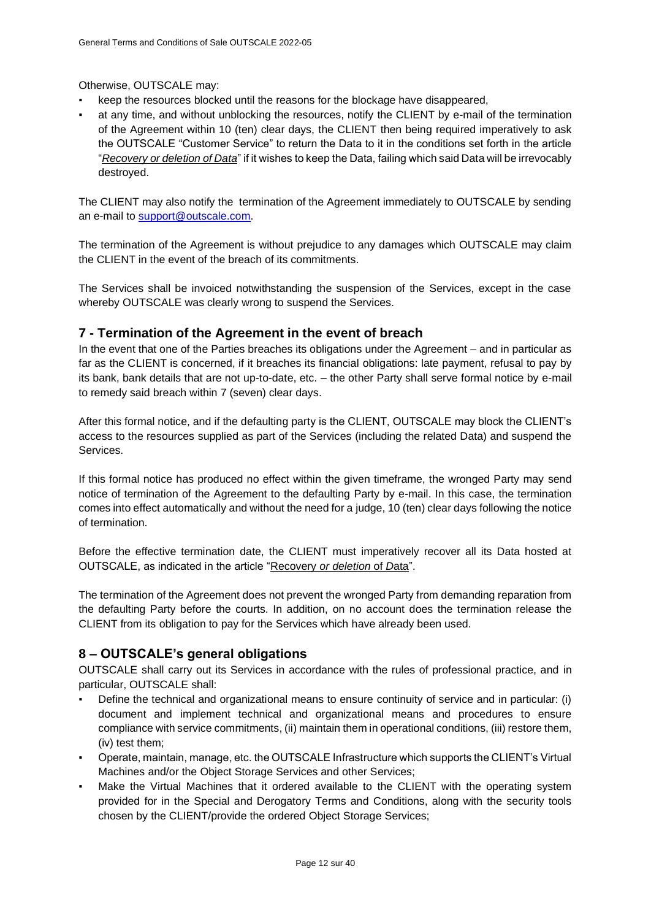Otherwise, OUTSCALE may:

- keep the resources blocked until the reasons for the blockage have disappeared,
- at any time, and without unblocking the resources, notify the CLIENT by e-mail of the termination of the Agreement within 10 (ten) clear days, the CLIENT then being required imperatively to ask the OUTSCALE "Customer Service" to return the Data to it in the conditions set forth in the article "*Recovery or deletion of Data*" if it wishes to keep the Data, failing which said Data will be irrevocably destroyed.

The CLIENT may also notify the termination of the Agreement immediately to OUTSCALE by sending an e-mail to support@outscale.com.

The termination of the Agreement is without prejudice to any damages which OUTSCALE may claim the CLIENT in the event of the breach of its commitments.

The Services shall be invoiced notwithstanding the suspension of the Services, except in the case whereby OUTSCALE was clearly wrong to suspend the Services.

## 7 - Termination of the Agreement in the event of breach

In the event that one of the Parties breaches its obligations under the Agreement – and in particular as far as the CLIENT is concerned, if it breaches its financial obligations: late payment, refusal to pay by its bank, bank details that are not up-to-date, etc. – the other Party shall serve formal notice by e-mail to remedy said breach within 7 (seven) clear days.

After this formal notice, and if the defaulting party is the CLIENT, OUTSCALE may block the CLIENT's access to the resources supplied as part of the Services (including the related Data) and suspend the Services.

If this formal notice has produced no effect within the given timeframe, the wronged Party may send notice of termination of the Agreement to the defaulting Party by e-mail. In this case, the termination comes into effect automatically and without the need for a judge, 10 (ten) clear days following the notice of termination.

Before the effective termination date, the CLIENT must imperatively recover all its Data hosted at OUTSCALE, as indicated in the article "Recovery *or deletion* of *D*ata".

The termination of the Agreement does not prevent the wronged Party from demanding reparation from the defaulting Party before the courts. In addition, on no account does the termination release the CLIENT from its obligation to pay for the Services which have already been used.

## 8 – OUTSCALE's general obligations

OUTSCALE shall carry out its Services in accordance with the rules of professional practice, and in particular, OUTSCALE shall:

- Define the technical and organizational means to ensure continuity of service and in particular: (i) document and implement technical and organizational means and procedures to ensure compliance with service commitments, (ii) maintain them in operational conditions, (iii) restore them, (iv) test them;
- Operate, maintain, manage, etc. the OUTSCALE Infrastructure which supports the CLIENT's Virtual Machines and/or the Object Storage Services and other Services;
- Make the Virtual Machines that it ordered available to the CLIENT with the operating system provided for in the Special and Derogatory Terms and Conditions, along with the security tools chosen by the CLIENT/provide the ordered Object Storage Services;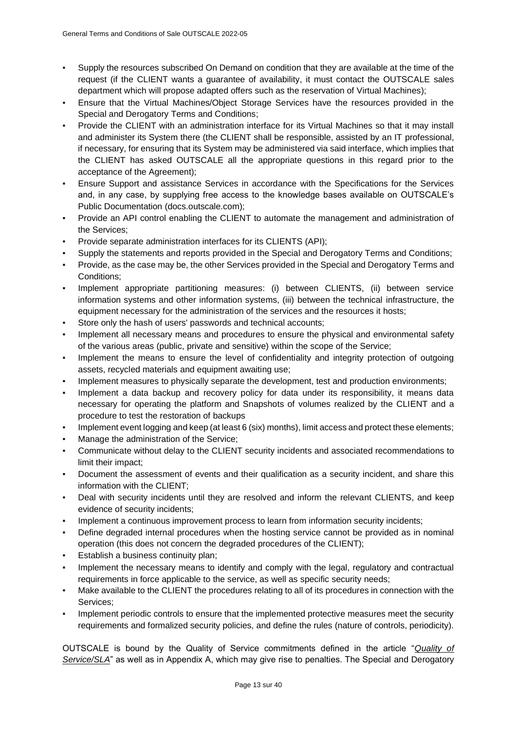- Supply the resources subscribed On Demand on condition that they are available at the time of the request (if the CLIENT wants a guarantee of availability, it must contact the OUTSCALE sales department which will propose adapted offers such as the reservation of Virtual Machines);
- Ensure that the Virtual Machines/Object Storage Services have the resources provided in the Special and Derogatory Terms and Conditions;
- Provide the CLIENT with an administration interface for its Virtual Machines so that it may install and administer its System there (the CLIENT shall be responsible, assisted by an IT professional, if necessary, for ensuring that its System may be administered via said interface, which implies that the CLIENT has asked OUTSCALE all the appropriate questions in this regard prior to the acceptance of the Agreement);
- Ensure Support and assistance Services in accordance with the Specifications for the Services and, in any case, by supplying free access to the knowledge bases available on OUTSCALE's Public Documentation (docs.outscale.com);
- Provide an API control enabling the CLIENT to automate the management and administration of the Services;
- Provide separate administration interfaces for its CLIENTS (API);
- Supply the statements and reports provided in the Special and Derogatory Terms and Conditions;
- Provide, as the case may be, the other Services provided in the Special and Derogatory Terms and Conditions;
- Implement appropriate partitioning measures: (i) between CLIENTS, (ii) between service information systems and other information systems, (iii) between the technical infrastructure, the equipment necessary for the administration of the services and the resources it hosts;
- Store only the hash of users' passwords and technical accounts;
- Implement all necessary means and procedures to ensure the physical and environmental safety of the various areas (public, private and sensitive) within the scope of the Service;
- Implement the means to ensure the level of confidentiality and integrity protection of outgoing assets, recycled materials and equipment awaiting use;
- Implement measures to physically separate the development, test and production environments;
- Implement a data backup and recovery policy for data under its responsibility, it means data necessary for operating the platform and Snapshots of volumes realized by the CLIENT and a procedure to test the restoration of backups
- Implement event logging and keep (at least 6 (six) months), limit access and protect these elements;
- Manage the administration of the Service;
- Communicate without delay to the CLIENT security incidents and associated recommendations to limit their impact;
- Document the assessment of events and their qualification as a security incident, and share this information with the CLIENT;
- Deal with security incidents until they are resolved and inform the relevant CLIENTS, and keep evidence of security incidents;
- Implement a continuous improvement process to learn from information security incidents;
- Define degraded internal procedures when the hosting service cannot be provided as in nominal operation (this does not concern the degraded procedures of the CLIENT);
- Establish a business continuity plan;
- Implement the necessary means to identify and comply with the legal, regulatory and contractual requirements in force applicable to the service, as well as specific security needs;
- Make available to the CLIENT the procedures relating to all of its procedures in connection with the Services;
- Implement periodic controls to ensure that the implemented protective measures meet the security requirements and formalized security policies, and define the rules (nature of controls, periodicity).

OUTSCALE is bound by the Quality of Service commitments defined in the article "*Quality of Service/SLA*" as well as in Appendix A, which may give rise to penalties. The Special and Derogatory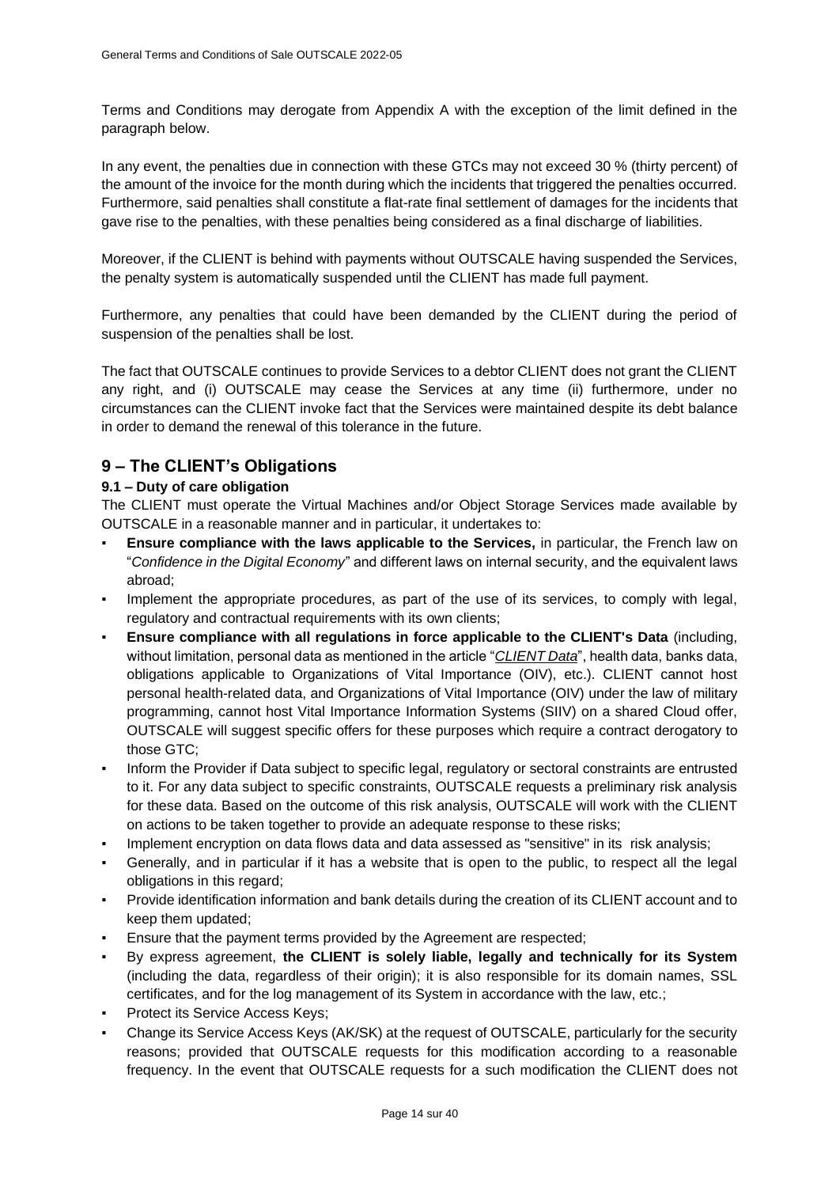Terms and Conditions may derogate from Appendix A with the exception of the limit defined in the paragraph below.

In any event, the penalties due in connection with these GTCs may not exceed 30 % (thirty percent) of the amount of the invoice for the month during which the incidents that triggered the penalties occurred. Furthermore, said penalties shall constitute a flat-rate final settlement of damages for the incidents that gave rise to the penalties, with these penalties being considered as a final discharge of liabilities.

Moreover, if the CLIENT is behind with payments without OUTSCALE having suspended the Services, the penalty system is automatically suspended until the CLIENT has made full payment.

Furthermore, any penalties that could have been demanded by the CLIENT during the period of suspension of the penalties shall be lost.

The fact that OUTSCALE continues to provide Services to a debtor CLIENT does not grant the CLIENT any right, and (i) OUTSCALE may cease the Services at any time (ii) furthermore, under no circumstances can the CLIENT invoke fact that the Services were maintained despite its debt balance in order to demand the renewal of this tolerance in the future.

## 9 – The CLIENT's Obligations

### 9.1 – Duty of care obligation

The CLIENT must operate the Virtual Machines and/or Object Storage Services made available by OUTSCALE in a reasonable manner and in particular, it undertakes to:

- **Ensure compliance with the laws applicable to the Services,** in particular, the French law on "*Confidence in the Digital Economy*" and different laws on internal security, and the equivalent laws abroad;
- Implement the appropriate procedures, as part of the use of its services, to comply with legal, regulatory and contractual requirements with its own clients;
- **Ensure compliance with all regulations in force applicable to the CLIENT's Data** (including, without limitation, personal data as mentioned in the article "*CLIENT Data*", health data, banks data, obligations applicable to Organizations of Vital Importance (OIV), etc.). CLIENT cannot host personal health-related data, and Organizations of Vital Importance (OIV) under the law of military programming, cannot host Vital Importance Information Systems (SIIV) on a shared Cloud offer, OUTSCALE will suggest specific offers for these purposes which require a contract derogatory to those GTC;
- Inform the Provider if Data subject to specific legal, regulatory or sectoral constraints are entrusted to it. For any data subject to specific constraints, OUTSCALE requests a preliminary risk analysis for these data. Based on the outcome of this risk analysis, OUTSCALE will work with the CLIENT on actions to be taken together to provide an adequate response to these risks;
- Implement encryption on data flows data and data assessed as "sensitive" in its risk analysis;
- Generally, and in particular if it has a website that is open to the public, to respect all the legal obligations in this regard;
- Provide identification information and bank details during the creation of its CLIENT account and to keep them updated;
- Ensure that the payment terms provided by the Agreement are respected;
- By express agreement, **the CLIENT is solely liable, legally and technically for its System** (including the data, regardless of their origin); it is also responsible for its domain names, SSL certificates, and for the log management of its System in accordance with the law, etc.;
- Protect its Service Access Keys;
- Change its Service Access Keys (AK/SK) at the request of OUTSCALE, particularly for the security reasons; provided that OUTSCALE requests for this modification according to a reasonable frequency. In the event that OUTSCALE requests for a such modification the CLIENT does not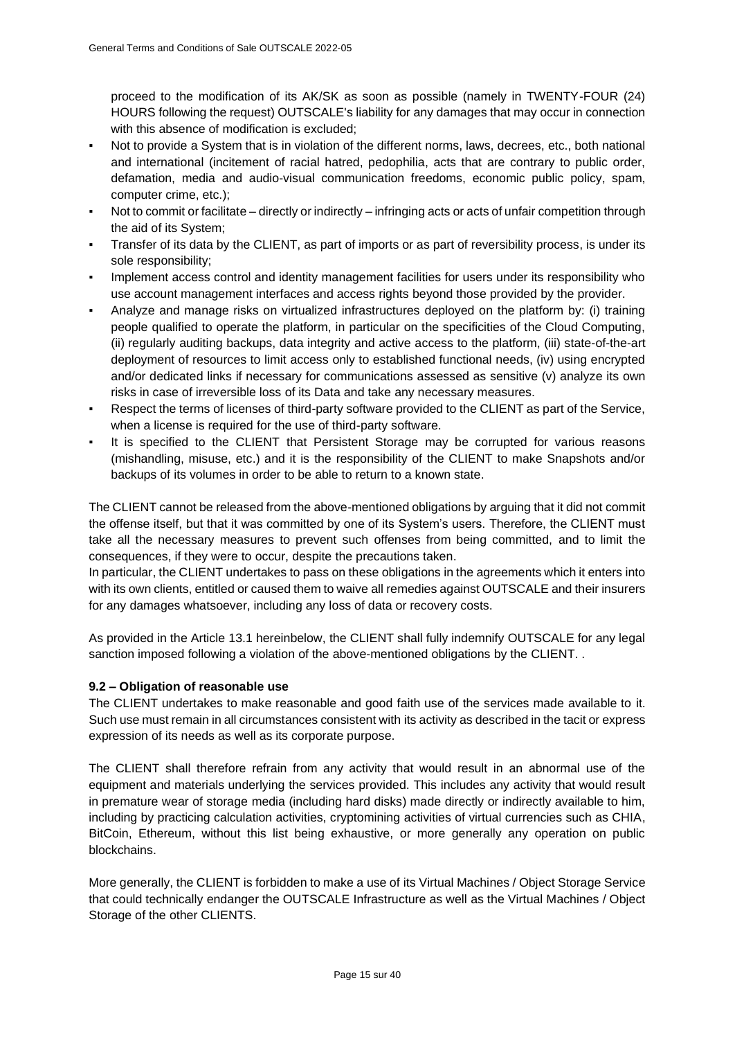proceed to the modification of its AK/SK as soon as possible (namely in TWENTY-FOUR (24) HOURS following the request) OUTSCALE's liability for any damages that may occur in connection with this absence of modification is excluded;

- Not to provide a System that is in violation of the different norms, laws, decrees, etc., both national and international (incitement of racial hatred, pedophilia, acts that are contrary to public order, defamation, media and audio-visual communication freedoms, economic public policy, spam, computer crime, etc.);
- Not to commit or facilitate – directly or indirectly – infringing acts or acts of unfair competition through the aid of its System;
- Transfer of its data by the CLIENT, as part of imports or as part of reversibility process, is under its sole responsibility;
- Implement access control and identity management facilities for users under its responsibility who use account management interfaces and access rights beyond those provided by the provider.
- Analyze and manage risks on virtualized infrastructures deployed on the platform by: (i) training people qualified to operate the platform, in particular on the specificities of the Cloud Computing, (ii) regularly auditing backups, data integrity and active access to the platform, (iii) state-of-the-art deployment of resources to limit access only to established functional needs, (iv) using encrypted and/or dedicated links if necessary for communications assessed as sensitive (v) analyze its own risks in case of irreversible loss of its Data and take any necessary measures.
- Respect the terms of licenses of third-party software provided to the CLIENT as part of the Service, when a license is required for the use of third-party software.
- It is specified to the CLIENT that Persistent Storage may be corrupted for various reasons (mishandling, misuse, etc.) and it is the responsibility of the CLIENT to make Snapshots and/or backups of its volumes in order to be able to return to a known state.

The CLIENT cannot be released from the above-mentioned obligations by arguing that it did not commit the offense itself, but that it was committed by one of its System's users. Therefore, the CLIENT must take all the necessary measures to prevent such offenses from being committed, and to limit the consequences, if they were to occur, despite the precautions taken.
In particular, the CLIENT undertakes to pass on these obligations in the agreements which it enters into with its own clients, entitled or caused them to waive all remedies against OUTSCALE and their insurers for any damages whatsoever, including any loss of data or recovery costs.

As provided in the Article 13.1 hereinbelow, the CLIENT shall fully indemnify OUTSCALE for any legal sanction imposed following a violation of the above-mentioned obligations by the CLIENT. .

### 9.2 – Obligation of reasonable use

The CLIENT undertakes to make reasonable and good faith use of the services made available to it. Such use must remain in all circumstances consistent with its activity as described in the tacit or express expression of its needs as well as its corporate purpose.

The CLIENT shall therefore refrain from any activity that would result in an abnormal use of the equipment and materials underlying the services provided. This includes any activity that would result in premature wear of storage media (including hard disks) made directly or indirectly available to him, including by practicing calculation activities, cryptomining activities of virtual currencies such as CHIA, BitCoin, Ethereum, without this list being exhaustive, or more generally any operation on public blockchains.

More generally, the CLIENT is forbidden to make a use of its Virtual Machines / Object Storage Service that could technically endanger the OUTSCALE Infrastructure as well as the Virtual Machines / Object Storage of the other CLIENTS.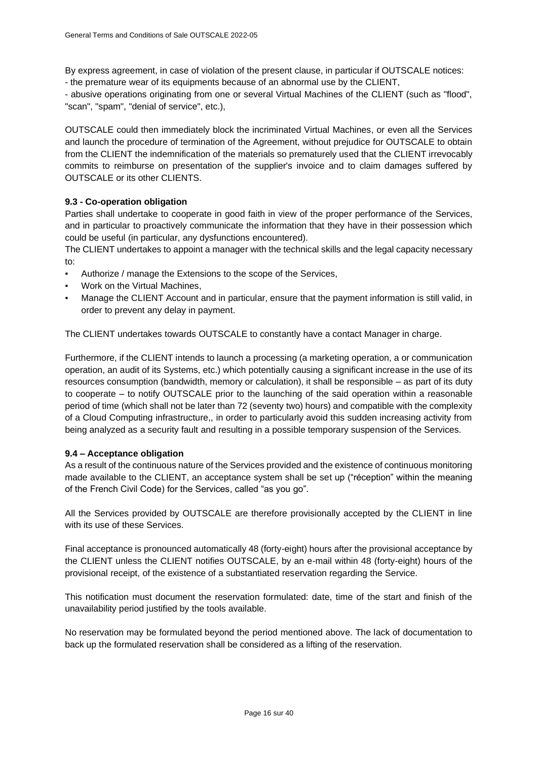By express agreement, in case of violation of the present clause, in particular if OUTSCALE notices:
- the premature wear of its equipments because of an abnormal use by the CLIENT,
- abusive operations originating from one or several Virtual Machines of the CLIENT (such as "flood", "scan", "spam", "denial of service", etc.),

OUTSCALE could then immediately block the incriminated Virtual Machines, or even all the Services and launch the procedure of termination of the Agreement, without prejudice for OUTSCALE to obtain from the CLIENT the indemnification of the materials so prematurely used that the CLIENT irrevocably commits to reimburse on presentation of the supplier's invoice and to claim damages suffered by OUTSCALE or its other CLIENTS.

**9.3 - Co-operation obligation**

Parties shall undertake to cooperate in good faith in view of the proper performance of the Services, and in particular to proactively communicate the information that they have in their possession which could be useful (in particular, any dysfunctions encountered).

The CLIENT undertakes to appoint a manager with the technical skills and the legal capacity necessary to:

- Authorize / manage the Extensions to the scope of the Services,
- Work on the Virtual Machines,
- Manage the CLIENT Account and in particular, ensure that the payment information is still valid, in order to prevent any delay in payment.

The CLIENT undertakes towards OUTSCALE to constantly have a contact Manager in charge.

Furthermore, if the CLIENT intends to launch a processing (a marketing operation, a or communication operation, an audit of its Systems, etc.) which potentially causing a significant increase in the use of its resources consumption (bandwidth, memory or calculation), it shall be responsible – as part of its duty to cooperate – to notify OUTSCALE prior to the launching of the said operation within a reasonable period of time (which shall not be later than 72 (seventy two) hours) and compatible with the complexity of a Cloud Computing infrastructure,, in order to particularly avoid this sudden increasing activity from being analyzed as a security fault and resulting in a possible temporary suspension of the Services.

**9.4 – Acceptance obligation**

As a result of the continuous nature of the Services provided and the existence of continuous monitoring made available to the CLIENT, an acceptance system shall be set up ("réception" within the meaning of the French Civil Code) for the Services, called "as you go".

All the Services provided by OUTSCALE are therefore provisionally accepted by the CLIENT in line with its use of these Services.

Final acceptance is pronounced automatically 48 (forty-eight) hours after the provisional acceptance by the CLIENT unless the CLIENT notifies OUTSCALE, by an e-mail within 48 (forty-eight) hours of the provisional receipt, of the existence of a substantiated reservation regarding the Service.

This notification must document the reservation formulated: date, time of the start and finish of the unavailability period justified by the tools available.

No reservation may be formulated beyond the period mentioned above. The lack of documentation to back up the formulated reservation shall be considered as a lifting of the reservation.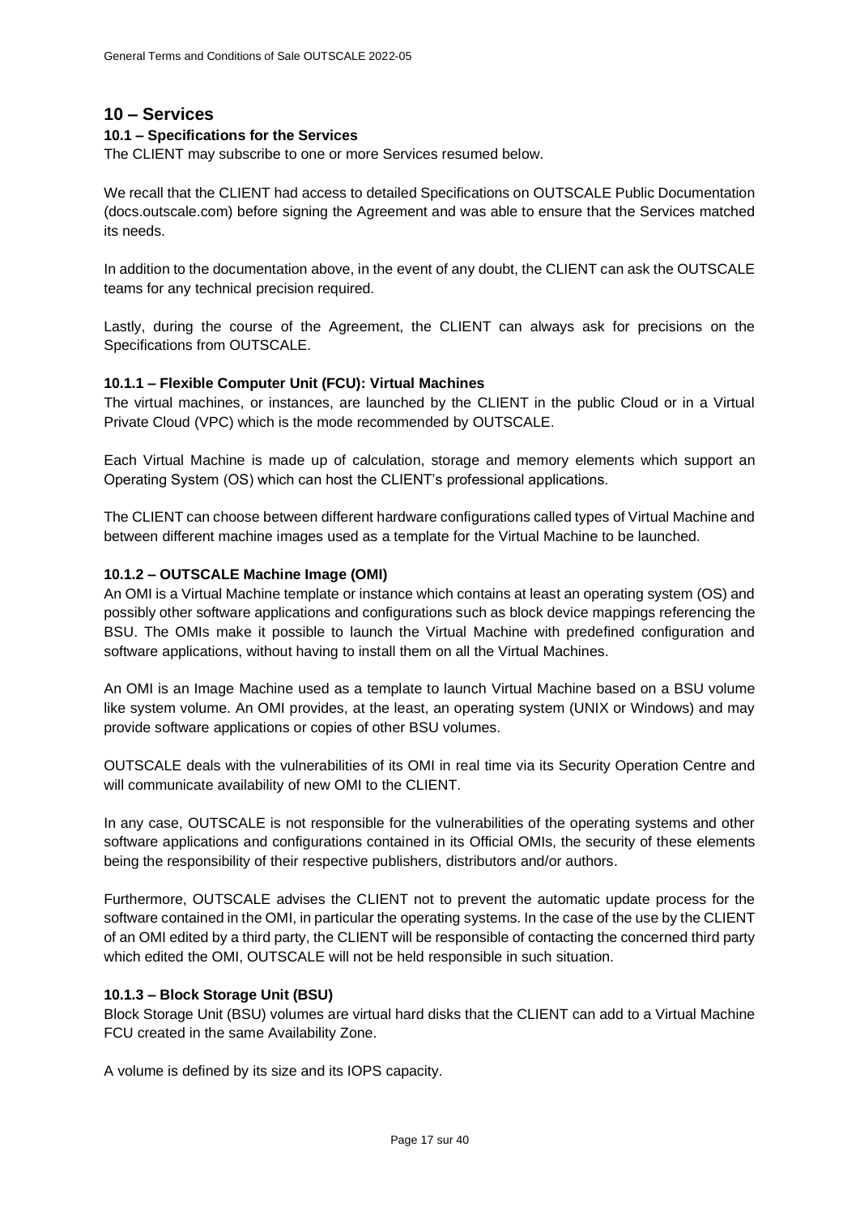## 10 – Services

### 10.1 – Specifications for the Services

The CLIENT may subscribe to one or more Services resumed below.

We recall that the CLIENT had access to detailed Specifications on OUTSCALE Public Documentation (docs.outscale.com) before signing the Agreement and was able to ensure that the Services matched its needs.

In addition to the documentation above, in the event of any doubt, the CLIENT can ask the OUTSCALE teams for any technical precision required.

Lastly, during the course of the Agreement, the CLIENT can always ask for precisions on the Specifications from OUTSCALE.

#### 10.1.1 – Flexible Computer Unit (FCU): Virtual Machines

The virtual machines, or instances, are launched by the CLIENT in the public Cloud or in a Virtual Private Cloud (VPC) which is the mode recommended by OUTSCALE.

Each Virtual Machine is made up of calculation, storage and memory elements which support an Operating System (OS) which can host the CLIENT's professional applications.

The CLIENT can choose between different hardware configurations called types of Virtual Machine and between different machine images used as a template for the Virtual Machine to be launched.

#### 10.1.2 – OUTSCALE Machine Image (OMI)

An OMI is a Virtual Machine template or instance which contains at least an operating system (OS) and possibly other software applications and configurations such as block device mappings referencing the BSU. The OMIs make it possible to launch the Virtual Machine with predefined configuration and software applications, without having to install them on all the Virtual Machines.

An OMI is an Image Machine used as a template to launch Virtual Machine based on a BSU volume like system volume. An OMI provides, at the least, an operating system (UNIX or Windows) and may provide software applications or copies of other BSU volumes.

OUTSCALE deals with the vulnerabilities of its OMI in real time via its Security Operation Centre and will communicate availability of new OMI to the CLIENT.

In any case, OUTSCALE is not responsible for the vulnerabilities of the operating systems and other software applications and configurations contained in its Official OMIs, the security of these elements being the responsibility of their respective publishers, distributors and/or authors.

Furthermore, OUTSCALE advises the CLIENT not to prevent the automatic update process for the software contained in the OMI, in particular the operating systems. In the case of the use by the CLIENT of an OMI edited by a third party, the CLIENT will be responsible of contacting the concerned third party which edited the OMI, OUTSCALE will not be held responsible in such situation.

#### 10.1.3 – Block Storage Unit (BSU)

Block Storage Unit (BSU) volumes are virtual hard disks that the CLIENT can add to a Virtual Machine FCU created in the same Availability Zone.

A volume is defined by its size and its IOPS capacity.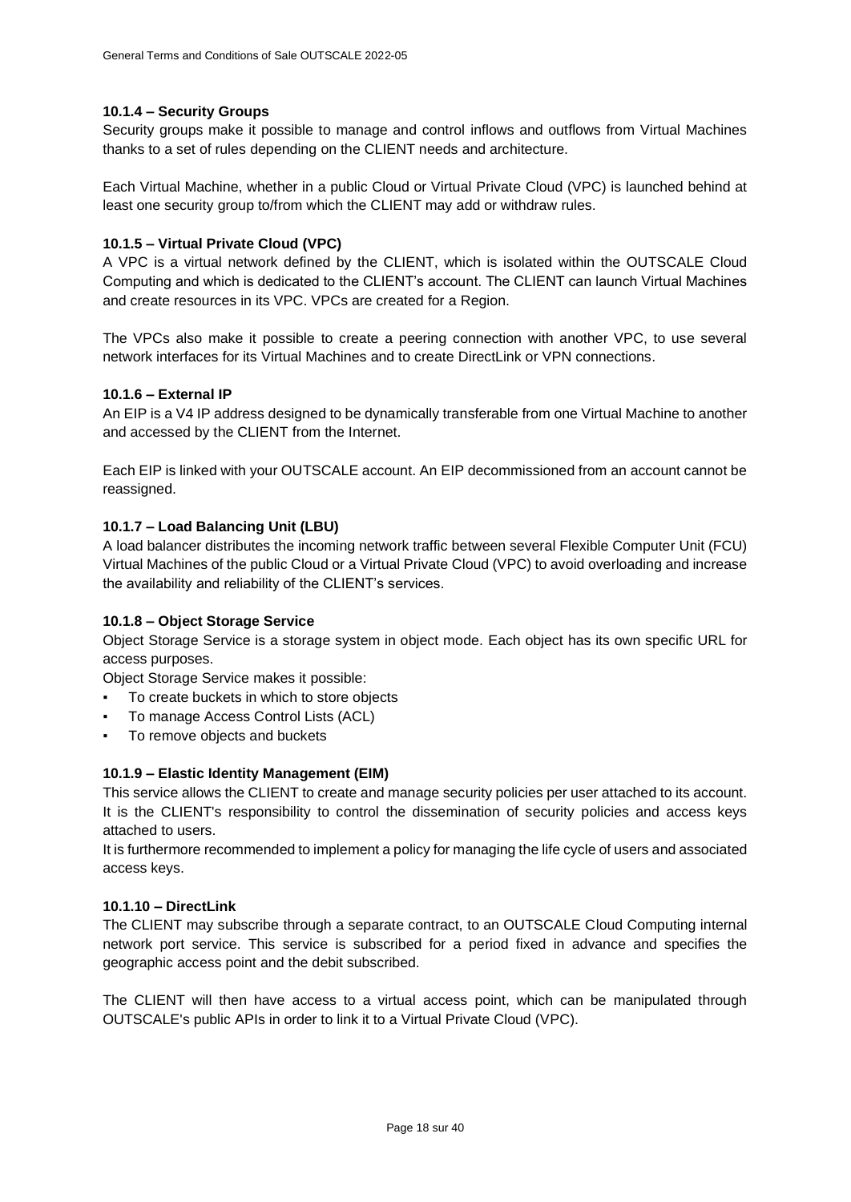#### 10.1.4 – Security Groups

Security groups make it possible to manage and control inflows and outflows from Virtual Machines thanks to a set of rules depending on the CLIENT needs and architecture.

Each Virtual Machine, whether in a public Cloud or Virtual Private Cloud (VPC) is launched behind at least one security group to/from which the CLIENT may add or withdraw rules.

#### 10.1.5 – Virtual Private Cloud (VPC)

A VPC is a virtual network defined by the CLIENT, which is isolated within the OUTSCALE Cloud Computing and which is dedicated to the CLIENT's account. The CLIENT can launch Virtual Machines and create resources in its VPC. VPCs are created for a Region.

The VPCs also make it possible to create a peering connection with another VPC, to use several network interfaces for its Virtual Machines and to create DirectLink or VPN connections.

#### 10.1.6 – External IP

An EIP is a V4 IP address designed to be dynamically transferable from one Virtual Machine to another and accessed by the CLIENT from the Internet.

Each EIP is linked with your OUTSCALE account. An EIP decommissioned from an account cannot be reassigned.

#### 10.1.7 – Load Balancing Unit (LBU)

A load balancer distributes the incoming network traffic between several Flexible Computer Unit (FCU) Virtual Machines of the public Cloud or a Virtual Private Cloud (VPC) to avoid overloading and increase the availability and reliability of the CLIENT's services.

#### 10.1.8 – Object Storage Service

Object Storage Service is a storage system in object mode. Each object has its own specific URL for access purposes.

Object Storage Service makes it possible:

- To create buckets in which to store objects
- To manage Access Control Lists (ACL)
- To remove objects and buckets

#### 10.1.9 – Elastic Identity Management (EIM)

This service allows the CLIENT to create and manage security policies per user attached to its account. It is the CLIENT's responsibility to control the dissemination of security policies and access keys attached to users.

It is furthermore recommended to implement a policy for managing the life cycle of users and associated access keys.

#### 10.1.10 – DirectLink

The CLIENT may subscribe through a separate contract, to an OUTSCALE Cloud Computing internal network port service. This service is subscribed for a period fixed in advance and specifies the geographic access point and the debit subscribed.

The CLIENT will then have access to a virtual access point, which can be manipulated through OUTSCALE's public APIs in order to link it to a Virtual Private Cloud (VPC).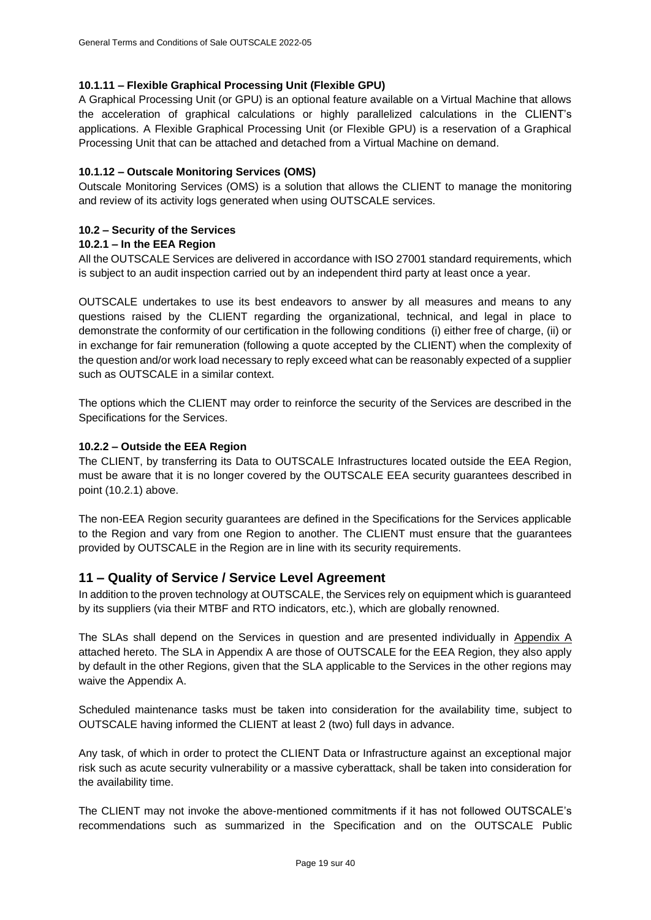#### 10.1.11 – Flexible Graphical Processing Unit (Flexible GPU)

A Graphical Processing Unit (or GPU) is an optional feature available on a Virtual Machine that allows the acceleration of graphical calculations or highly parallelized calculations in the CLIENT's applications. A Flexible Graphical Processing Unit (or Flexible GPU) is a reservation of a Graphical Processing Unit that can be attached and detached from a Virtual Machine on demand.

#### 10.1.12 – Outscale Monitoring Services (OMS)

Outscale Monitoring Services (OMS) is a solution that allows the CLIENT to manage the monitoring and review of its activity logs generated when using OUTSCALE services.

### 10.2 – Security of the Services

#### 10.2.1 – In the EEA Region

All the OUTSCALE Services are delivered in accordance with ISO 27001 standard requirements, which is subject to an audit inspection carried out by an independent third party at least once a year.

OUTSCALE undertakes to use its best endeavors to answer by all measures and means to any questions raised by the CLIENT regarding the organizational, technical, and legal in place to demonstrate the conformity of our certification in the following conditions (i) either free of charge, (ii) or in exchange for fair remuneration (following a quote accepted by the CLIENT) when the complexity of the question and/or work load necessary to reply exceed what can be reasonably expected of a supplier such as OUTSCALE in a similar context.

The options which the CLIENT may order to reinforce the security of the Services are described in the Specifications for the Services.

#### 10.2.2 – Outside the EEA Region

The CLIENT, by transferring its Data to OUTSCALE Infrastructures located outside the EEA Region, must be aware that it is no longer covered by the OUTSCALE EEA security guarantees described in point (10.2.1) above.

The non-EEA Region security guarantees are defined in the Specifications for the Services applicable to the Region and vary from one Region to another. The CLIENT must ensure that the guarantees provided by OUTSCALE in the Region are in line with its security requirements.

## 11 – Quality of Service / Service Level Agreement

In addition to the proven technology at OUTSCALE, the Services rely on equipment which is guaranteed by its suppliers (via their MTBF and RTO indicators, etc.), which are globally renowned.

The SLAs shall depend on the Services in question and are presented individually in Appendix A attached hereto. The SLA in Appendix A are those of OUTSCALE for the EEA Region, they also apply by default in the other Regions, given that the SLA applicable to the Services in the other regions may waive the Appendix A.

Scheduled maintenance tasks must be taken into consideration for the availability time, subject to OUTSCALE having informed the CLIENT at least 2 (two) full days in advance.

Any task, of which in order to protect the CLIENT Data or Infrastructure against an exceptional major risk such as acute security vulnerability or a massive cyberattack, shall be taken into consideration for the availability time.

The CLIENT may not invoke the above-mentioned commitments if it has not followed OUTSCALE's recommendations such as summarized in the Specification and on the OUTSCALE Public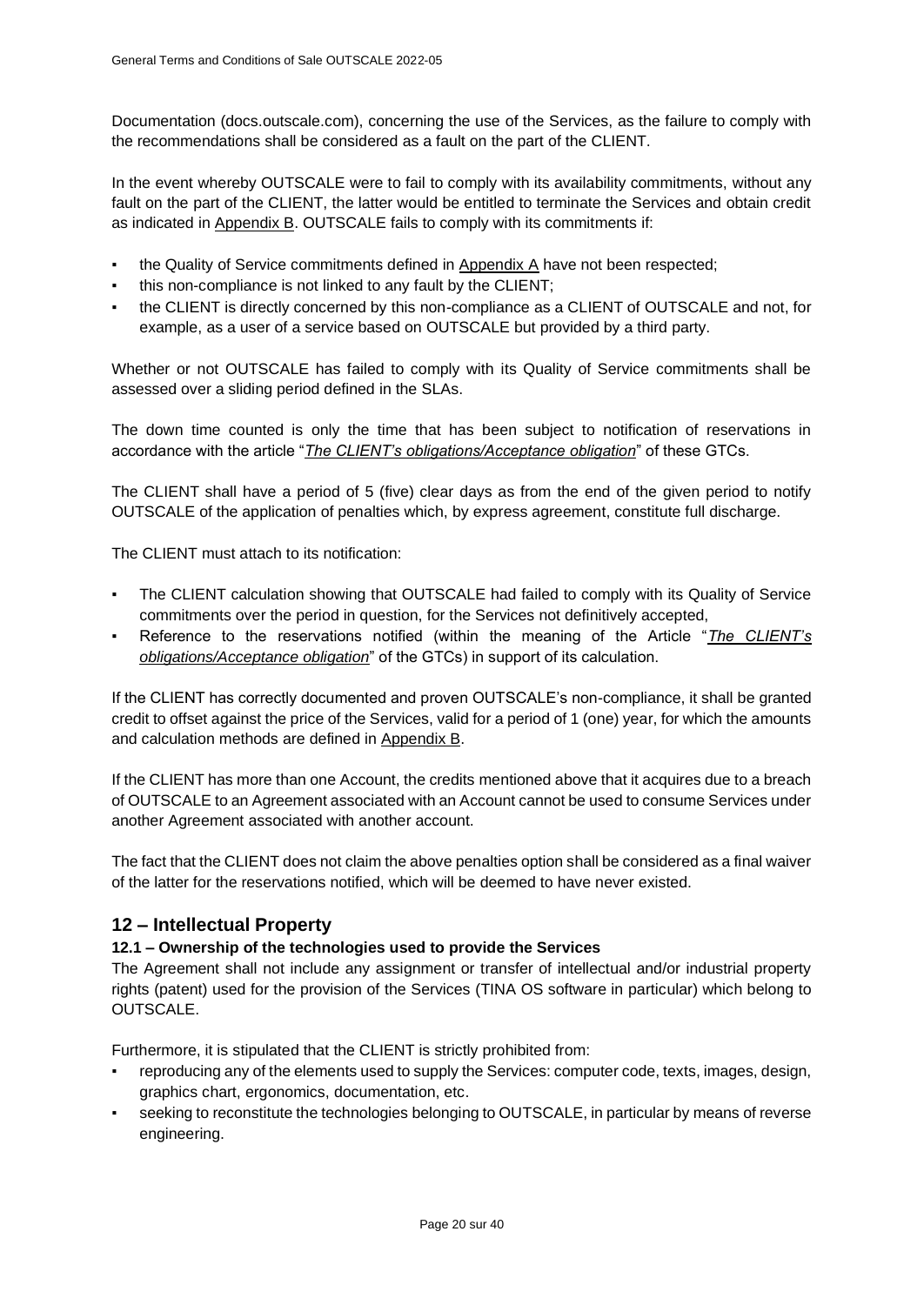Documentation (docs.outscale.com), concerning the use of the Services, as the failure to comply with the recommendations shall be considered as a fault on the part of the CLIENT.

In the event whereby OUTSCALE were to fail to comply with its availability commitments, without any fault on the part of the CLIENT, the latter would be entitled to terminate the Services and obtain credit as indicated in Appendix B. OUTSCALE fails to comply with its commitments if:

- the Quality of Service commitments defined in Appendix A have not been respected;
- this non-compliance is not linked to any fault by the CLIENT;
- the CLIENT is directly concerned by this non-compliance as a CLIENT of OUTSCALE and not, for example, as a user of a service based on OUTSCALE but provided by a third party.

Whether or not OUTSCALE has failed to comply with its Quality of Service commitments shall be assessed over a sliding period defined in the SLAs.

The down time counted is only the time that has been subject to notification of reservations in accordance with the article "*The CLIENT's obligations/Acceptance obligation*" of these GTCs.

The CLIENT shall have a period of 5 (five) clear days as from the end of the given period to notify OUTSCALE of the application of penalties which, by express agreement, constitute full discharge.

The CLIENT must attach to its notification:

- The CLIENT calculation showing that OUTSCALE had failed to comply with its Quality of Service commitments over the period in question, for the Services not definitively accepted,
- Reference to the reservations notified (within the meaning of the Article "*The CLIENT's obligations/Acceptance obligation*" of the GTCs) in support of its calculation.

If the CLIENT has correctly documented and proven OUTSCALE's non-compliance, it shall be granted credit to offset against the price of the Services, valid for a period of 1 (one) year, for which the amounts and calculation methods are defined in Appendix B.

If the CLIENT has more than one Account, the credits mentioned above that it acquires due to a breach of OUTSCALE to an Agreement associated with an Account cannot be used to consume Services under another Agreement associated with another account.

The fact that the CLIENT does not claim the above penalties option shall be considered as a final waiver of the latter for the reservations notified, which will be deemed to have never existed.

## 12 – Intellectual Property

### 12.1 – Ownership of the technologies used to provide the Services

The Agreement shall not include any assignment or transfer of intellectual and/or industrial property rights (patent) used for the provision of the Services (TINA OS software in particular) which belong to OUTSCALE.

Furthermore, it is stipulated that the CLIENT is strictly prohibited from:

- reproducing any of the elements used to supply the Services: computer code, texts, images, design, graphics chart, ergonomics, documentation, etc.
- seeking to reconstitute the technologies belonging to OUTSCALE, in particular by means of reverse engineering.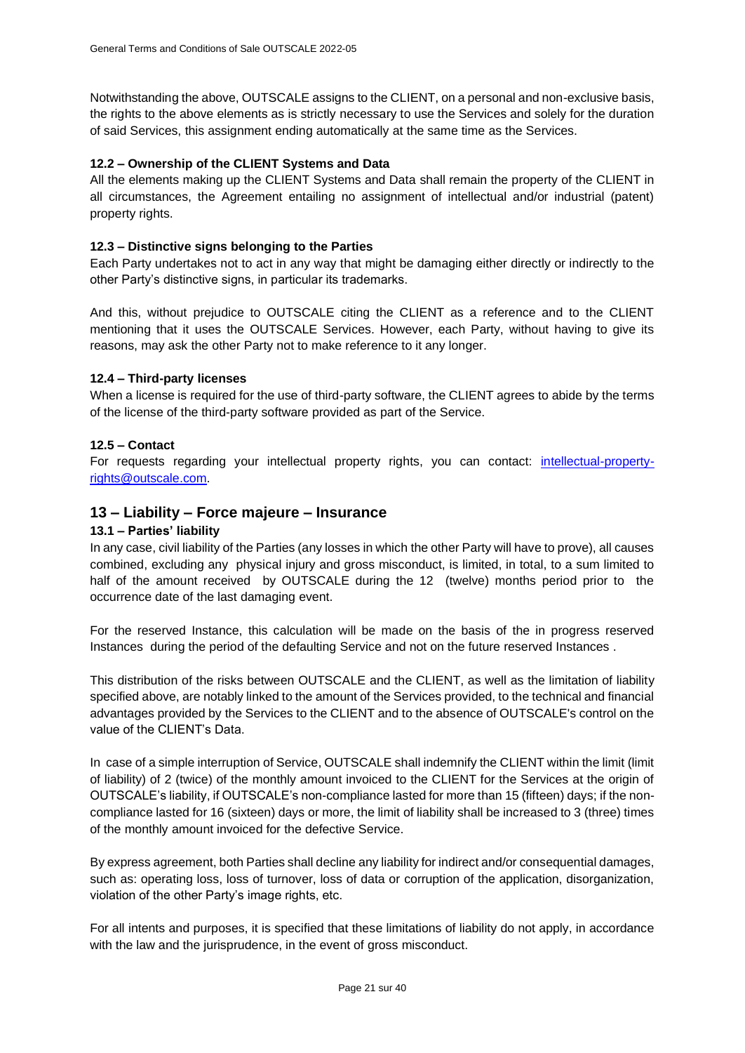Notwithstanding the above, OUTSCALE assigns to the CLIENT, on a personal and non-exclusive basis, the rights to the above elements as is strictly necessary to use the Services and solely for the duration of said Services, this assignment ending automatically at the same time as the Services.

### 12.2 – Ownership of the CLIENT Systems and Data

All the elements making up the CLIENT Systems and Data shall remain the property of the CLIENT in all circumstances, the Agreement entailing no assignment of intellectual and/or industrial (patent) property rights.

### 12.3 – Distinctive signs belonging to the Parties

Each Party undertakes not to act in any way that might be damaging either directly or indirectly to the other Party's distinctive signs, in particular its trademarks.

And this, without prejudice to OUTSCALE citing the CLIENT as a reference and to the CLIENT mentioning that it uses the OUTSCALE Services. However, each Party, without having to give its reasons, may ask the other Party not to make reference to it any longer.

### 12.4 – Third-party licenses

When a license is required for the use of third-party software, the CLIENT agrees to abide by the terms of the license of the third-party software provided as part of the Service.

### 12.5 – Contact

For requests regarding your intellectual property rights, you can contact: [intellectual-property-rights@outscale.com](mailto:intellectual-property-rights@outscale.com).

## 13 – Liability – Force majeure – Insurance

### 13.1 – Parties' liability

In any case, civil liability of the Parties (any losses in which the other Party will have to prove), all causes combined, excluding any physical injury and gross misconduct, is limited, in total, to a sum limited to half of the amount received by OUTSCALE during the 12 (twelve) months period prior to the occurrence date of the last damaging event.

For the reserved Instance, this calculation will be made on the basis of the in progress reserved Instances during the period of the defaulting Service and not on the future reserved Instances .

This distribution of the risks between OUTSCALE and the CLIENT, as well as the limitation of liability specified above, are notably linked to the amount of the Services provided, to the technical and financial advantages provided by the Services to the CLIENT and to the absence of OUTSCALE's control on the value of the CLIENT's Data.

In case of a simple interruption of Service, OUTSCALE shall indemnify the CLIENT within the limit (limit of liability) of 2 (twice) of the monthly amount invoiced to the CLIENT for the Services at the origin of OUTSCALE's liability, if OUTSCALE's non-compliance lasted for more than 15 (fifteen) days; if the non-compliance lasted for 16 (sixteen) days or more, the limit of liability shall be increased to 3 (three) times of the monthly amount invoiced for the defective Service.

By express agreement, both Parties shall decline any liability for indirect and/or consequential damages, such as: operating loss, loss of turnover, loss of data or corruption of the application, disorganization, violation of the other Party's image rights, etc.

For all intents and purposes, it is specified that these limitations of liability do not apply, in accordance with the law and the jurisprudence, in the event of gross misconduct.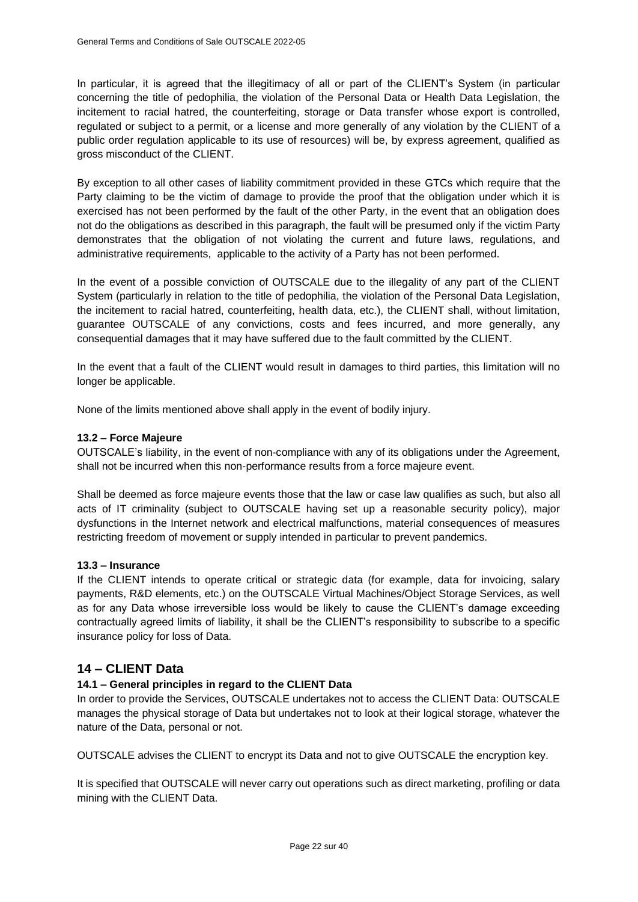In particular, it is agreed that the illegitimacy of all or part of the CLIENT's System (in particular concerning the title of pedophilia, the violation of the Personal Data or Health Data Legislation, the incitement to racial hatred, the counterfeiting, storage or Data transfer whose export is controlled, regulated or subject to a permit, or a license and more generally of any violation by the CLIENT of a public order regulation applicable to its use of resources) will be, by express agreement, qualified as gross misconduct of the CLIENT.

By exception to all other cases of liability commitment provided in these GTCs which require that the Party claiming to be the victim of damage to provide the proof that the obligation under which it is exercised has not been performed by the fault of the other Party, in the event that an obligation does not do the obligations as described in this paragraph, the fault will be presumed only if the victim Party demonstrates that the obligation of not violating the current and future laws, regulations, and administrative requirements, applicable to the activity of a Party has not been performed.

In the event of a possible conviction of OUTSCALE due to the illegality of any part of the CLIENT System (particularly in relation to the title of pedophilia, the violation of the Personal Data Legislation, the incitement to racial hatred, counterfeiting, health data, etc.), the CLIENT shall, without limitation, guarantee OUTSCALE of any convictions, costs and fees incurred, and more generally, any consequential damages that it may have suffered due to the fault committed by the CLIENT.

In the event that a fault of the CLIENT would result in damages to third parties, this limitation will no longer be applicable.

None of the limits mentioned above shall apply in the event of bodily injury.

### 13.2 – Force Majeure

OUTSCALE's liability, in the event of non-compliance with any of its obligations under the Agreement, shall not be incurred when this non-performance results from a force majeure event.

Shall be deemed as force majeure events those that the law or case law qualifies as such, but also all acts of IT criminality (subject to OUTSCALE having set up a reasonable security policy), major dysfunctions in the Internet network and electrical malfunctions, material consequences of measures restricting freedom of movement or supply intended in particular to prevent pandemics.

### 13.3 – Insurance

If the CLIENT intends to operate critical or strategic data (for example, data for invoicing, salary payments, R&D elements, etc.) on the OUTSCALE Virtual Machines/Object Storage Services, as well as for any Data whose irreversible loss would be likely to cause the CLIENT's damage exceeding contractually agreed limits of liability, it shall be the CLIENT's responsibility to subscribe to a specific insurance policy for loss of Data.

## 14 – CLIENT Data

### 14.1 – General principles in regard to the CLIENT Data

In order to provide the Services, OUTSCALE undertakes not to access the CLIENT Data: OUTSCALE manages the physical storage of Data but undertakes not to look at their logical storage, whatever the nature of the Data, personal or not.

OUTSCALE advises the CLIENT to encrypt its Data and not to give OUTSCALE the encryption key.

It is specified that OUTSCALE will never carry out operations such as direct marketing, profiling or data mining with the CLIENT Data.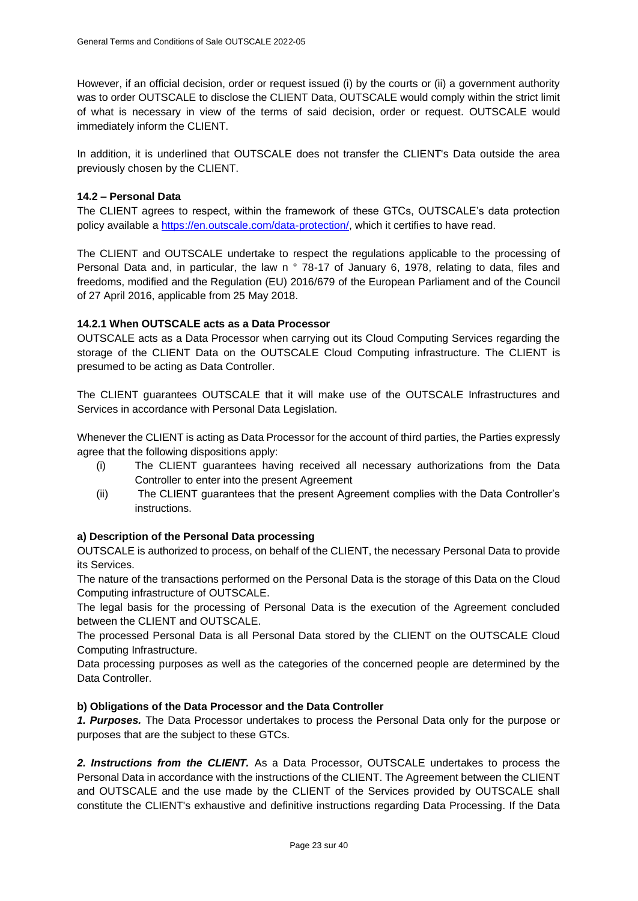However, if an official decision, order or request issued (i) by the courts or (ii) a government authority was to order OUTSCALE to disclose the CLIENT Data, OUTSCALE would comply within the strict limit of what is necessary in view of the terms of said decision, order or request. OUTSCALE would immediately inform the CLIENT.

In addition, it is underlined that OUTSCALE does not transfer the CLIENT's Data outside the area previously chosen by the CLIENT.

**14.2 – Personal Data**

The CLIENT agrees to respect, within the framework of these GTCs, OUTSCALE's data protection policy available a [https://en.outscale.com/data-protection/](https://en.outscale.com/data-protection/), which it certifies to have read.

The CLIENT and OUTSCALE undertake to respect the regulations applicable to the processing of Personal Data and, in particular, the law n ° 78-17 of January 6, 1978, relating to data, files and freedoms, modified and the Regulation (EU) 2016/679 of the European Parliament and of the Council of 27 April 2016, applicable from 25 May 2018.

**14.2.1 When OUTSCALE acts as a Data Processor**

OUTSCALE acts as a Data Processor when carrying out its Cloud Computing Services regarding the storage of the CLIENT Data on the OUTSCALE Cloud Computing infrastructure. The CLIENT is presumed to be acting as Data Controller.

The CLIENT guarantees OUTSCALE that it will make use of the OUTSCALE Infrastructures and Services in accordance with Personal Data Legislation.

Whenever the CLIENT is acting as Data Processor for the account of third parties, the Parties expressly agree that the following dispositions apply:

(i) The CLIENT guarantees having received all necessary authorizations from the Data Controller to enter into the present Agreement

(ii) The CLIENT guarantees that the present Agreement complies with the Data Controller's instructions.

**a) Description of the Personal Data processing**

OUTSCALE is authorized to process, on behalf of the CLIENT, the necessary Personal Data to provide its Services.

The nature of the transactions performed on the Personal Data is the storage of this Data on the Cloud Computing infrastructure of OUTSCALE.

The legal basis for the processing of Personal Data is the execution of the Agreement concluded between the CLIENT and OUTSCALE.

The processed Personal Data is all Personal Data stored by the CLIENT on the OUTSCALE Cloud Computing Infrastructure.

Data processing purposes as well as the categories of the concerned people are determined by the Data Controller.

**b) Obligations of the Data Processor and the Data Controller**

***1. Purposes.*** The Data Processor undertakes to process the Personal Data only for the purpose or purposes that are the subject to these GTCs.

***2. Instructions from the CLIENT.*** As a Data Processor, OUTSCALE undertakes to process the Personal Data in accordance with the instructions of the CLIENT. The Agreement between the CLIENT and OUTSCALE and the use made by the CLIENT of the Services provided by OUTSCALE shall constitute the CLIENT's exhaustive and definitive instructions regarding Data Processing. If the Data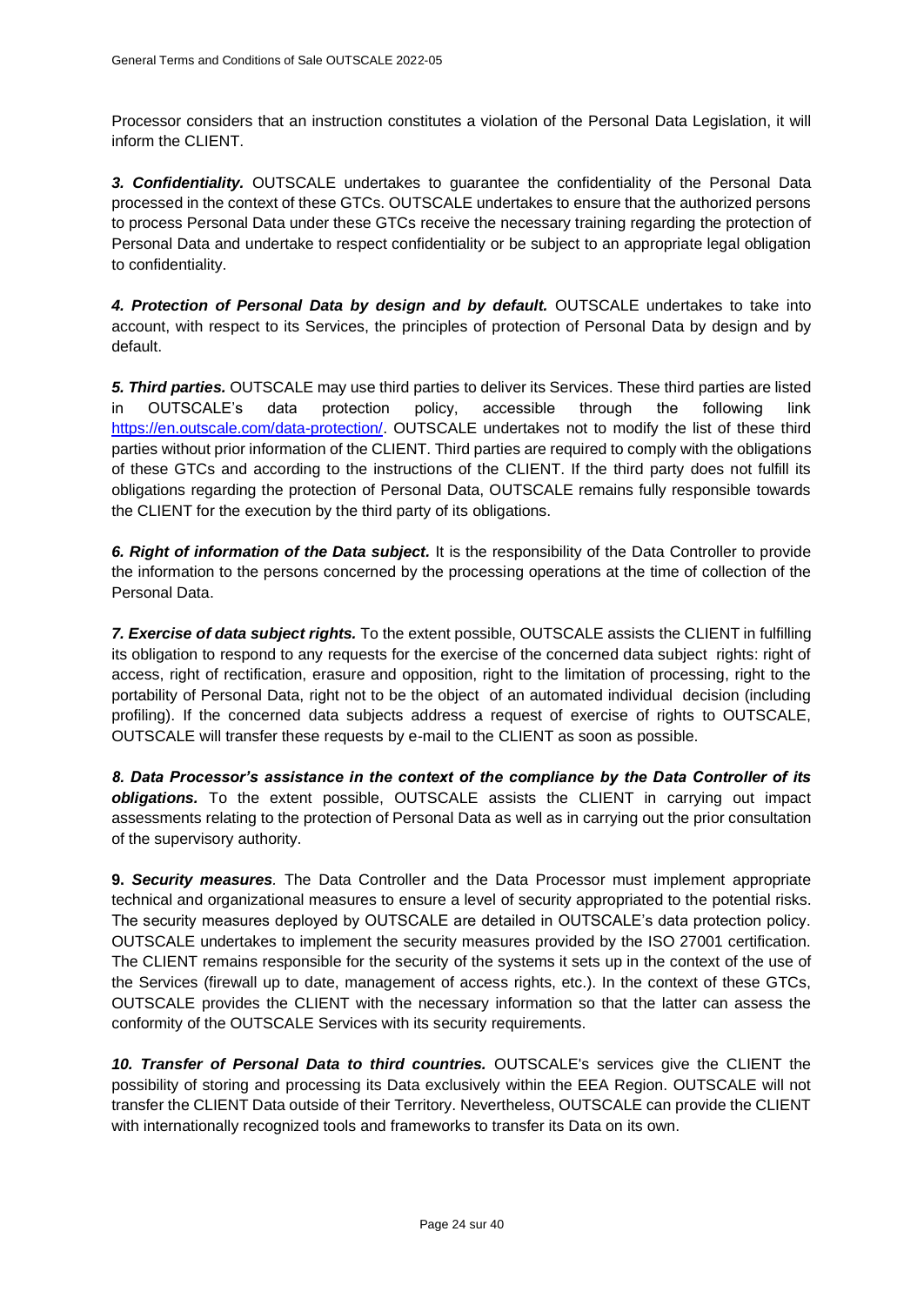Processor considers that an instruction constitutes a violation of the Personal Data Legislation, it will inform the CLIENT.

***3. Confidentiality.*** OUTSCALE undertakes to guarantee the confidentiality of the Personal Data processed in the context of these GTCs. OUTSCALE undertakes to ensure that the authorized persons to process Personal Data under these GTCs receive the necessary training regarding the protection of Personal Data and undertake to respect confidentiality or be subject to an appropriate legal obligation to confidentiality.

***4. Protection of Personal Data by design and by default.*** OUTSCALE undertakes to take into account, with respect to its Services, the principles of protection of Personal Data by design and by default.

***5. Third parties.*** OUTSCALE may use third parties to deliver its Services. These third parties are listed in OUTSCALE's data protection policy, accessible through the following link [https://en.outscale.com/data-protection/](https://en.outscale.com/data-protection/). OUTSCALE undertakes not to modify the list of these third parties without prior information of the CLIENT. Third parties are required to comply with the obligations of these GTCs and according to the instructions of the CLIENT. If the third party does not fulfill its obligations regarding the protection of Personal Data, OUTSCALE remains fully responsible towards the CLIENT for the execution by the third party of its obligations.

***6. Right of information of the Data subject.*** It is the responsibility of the Data Controller to provide the information to the persons concerned by the processing operations at the time of collection of the Personal Data.

***7. Exercise of data subject rights.*** To the extent possible, OUTSCALE assists the CLIENT in fulfilling its obligation to respond to any requests for the exercise of the concerned data subject rights: right of access, right of rectification, erasure and opposition, right to the limitation of processing, right to the portability of Personal Data, right not to be the object of an automated individual decision (including profiling). If the concerned data subjects address a request of exercise of rights to OUTSCALE, OUTSCALE will transfer these requests by e-mail to the CLIENT as soon as possible.

***8. Data Processor's assistance in the context of the compliance by the Data Controller of its obligations.*** To the extent possible, OUTSCALE assists the CLIENT in carrying out impact assessments relating to the protection of Personal Data as well as in carrying out the prior consultation of the supervisory authority.

**9. *Security measures*.** The Data Controller and the Data Processor must implement appropriate technical and organizational measures to ensure a level of security appropriated to the potential risks. The security measures deployed by OUTSCALE are detailed in OUTSCALE's data protection policy. OUTSCALE undertakes to implement the security measures provided by the ISO 27001 certification. The CLIENT remains responsible for the security of the systems it sets up in the context of the use of the Services (firewall up to date, management of access rights, etc.). In the context of these GTCs, OUTSCALE provides the CLIENT with the necessary information so that the latter can assess the conformity of the OUTSCALE Services with its security requirements.

***10. Transfer of Personal Data to third countries.*** OUTSCALE's services give the CLIENT the possibility of storing and processing its Data exclusively within the EEA Region. OUTSCALE will not transfer the CLIENT Data outside of their Territory. Nevertheless, OUTSCALE can provide the CLIENT with internationally recognized tools and frameworks to transfer its Data on its own.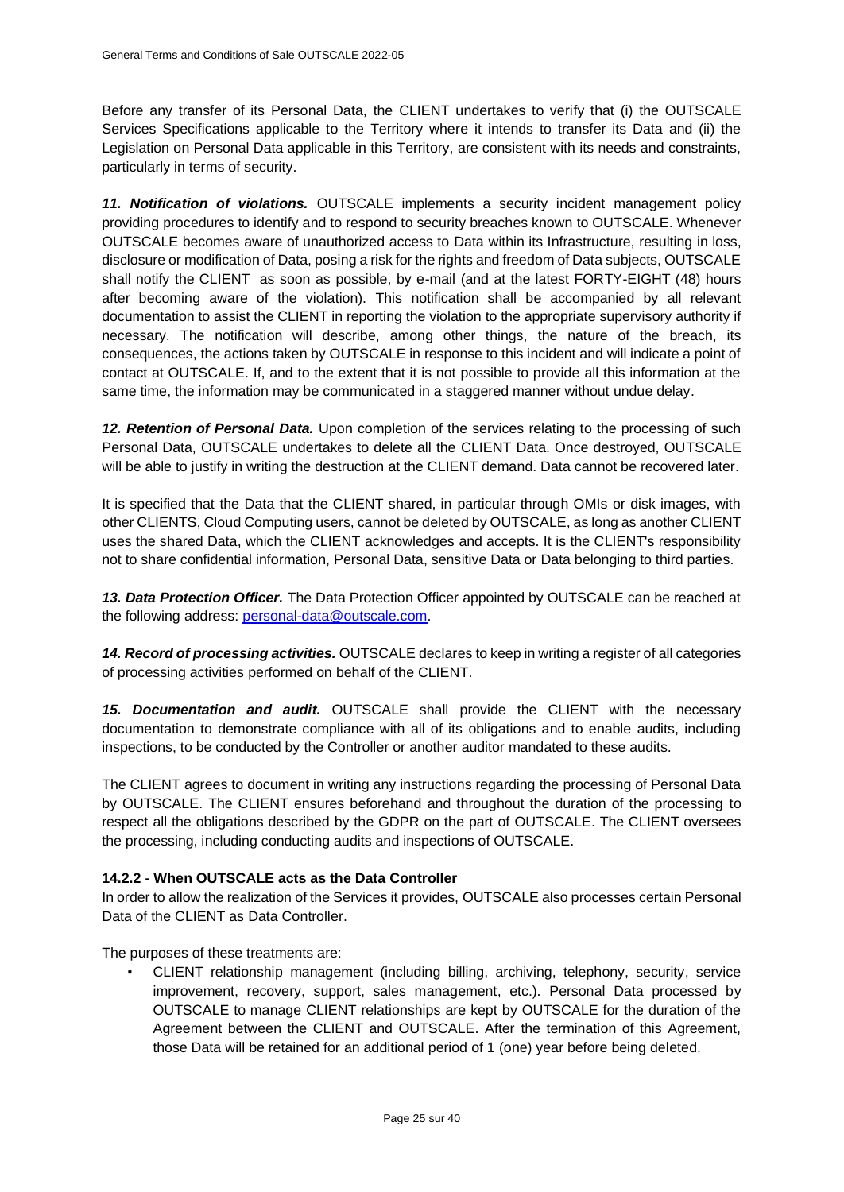Before any transfer of its Personal Data, the CLIENT undertakes to verify that (i) the OUTSCALE Services Specifications applicable to the Territory where it intends to transfer its Data and (ii) the Legislation on Personal Data applicable in this Territory, are consistent with its needs and constraints, particularly in terms of security.

***11. Notification of violations.*** OUTSCALE implements a security incident management policy providing procedures to identify and to respond to security breaches known to OUTSCALE. Whenever OUTSCALE becomes aware of unauthorized access to Data within its Infrastructure, resulting in loss, disclosure or modification of Data, posing a risk for the rights and freedom of Data subjects, OUTSCALE shall notify the CLIENT as soon as possible, by e-mail (and at the latest FORTY-EIGHT (48) hours after becoming aware of the violation). This notification shall be accompanied by all relevant documentation to assist the CLIENT in reporting the violation to the appropriate supervisory authority if necessary. The notification will describe, among other things, the nature of the breach, its consequences, the actions taken by OUTSCALE in response to this incident and will indicate a point of contact at OUTSCALE. If, and to the extent that it is not possible to provide all this information at the same time, the information may be communicated in a staggered manner without undue delay.

***12. Retention of Personal Data.*** Upon completion of the services relating to the processing of such Personal Data, OUTSCALE undertakes to delete all the CLIENT Data. Once destroyed, OUTSCALE will be able to justify in writing the destruction at the CLIENT demand. Data cannot be recovered later.

It is specified that the Data that the CLIENT shared, in particular through OMIs or disk images, with other CLIENTS, Cloud Computing users, cannot be deleted by OUTSCALE, as long as another CLIENT uses the shared Data, which the CLIENT acknowledges and accepts. It is the CLIENT's responsibility not to share confidential information, Personal Data, sensitive Data or Data belonging to third parties.

***13. Data Protection Officer.*** The Data Protection Officer appointed by OUTSCALE can be reached at the following address: [personal-data@outscale.com](mailto:personal-data@outscale.com).

***14. Record of processing activities.*** OUTSCALE declares to keep in writing a register of all categories of processing activities performed on behalf of the CLIENT.

***15. Documentation and audit.*** OUTSCALE shall provide the CLIENT with the necessary documentation to demonstrate compliance with all of its obligations and to enable audits, including inspections, to be conducted by the Controller or another auditor mandated to these audits.

The CLIENT agrees to document in writing any instructions regarding the processing of Personal Data by OUTSCALE. The CLIENT ensures beforehand and throughout the duration of the processing to respect all the obligations described by the GDPR on the part of OUTSCALE. The CLIENT oversees the processing, including conducting audits and inspections of OUTSCALE.

#### 14.2.2 - When OUTSCALE acts as the Data Controller

In order to allow the realization of the Services it provides, OUTSCALE also processes certain Personal Data of the CLIENT as Data Controller.

The purposes of these treatments are:

- CLIENT relationship management (including billing, archiving, telephony, security, service improvement, recovery, support, sales management, etc.). Personal Data processed by OUTSCALE to manage CLIENT relationships are kept by OUTSCALE for the duration of the Agreement between the CLIENT and OUTSCALE. After the termination of this Agreement, those Data will be retained for an additional period of 1 (one) year before being deleted.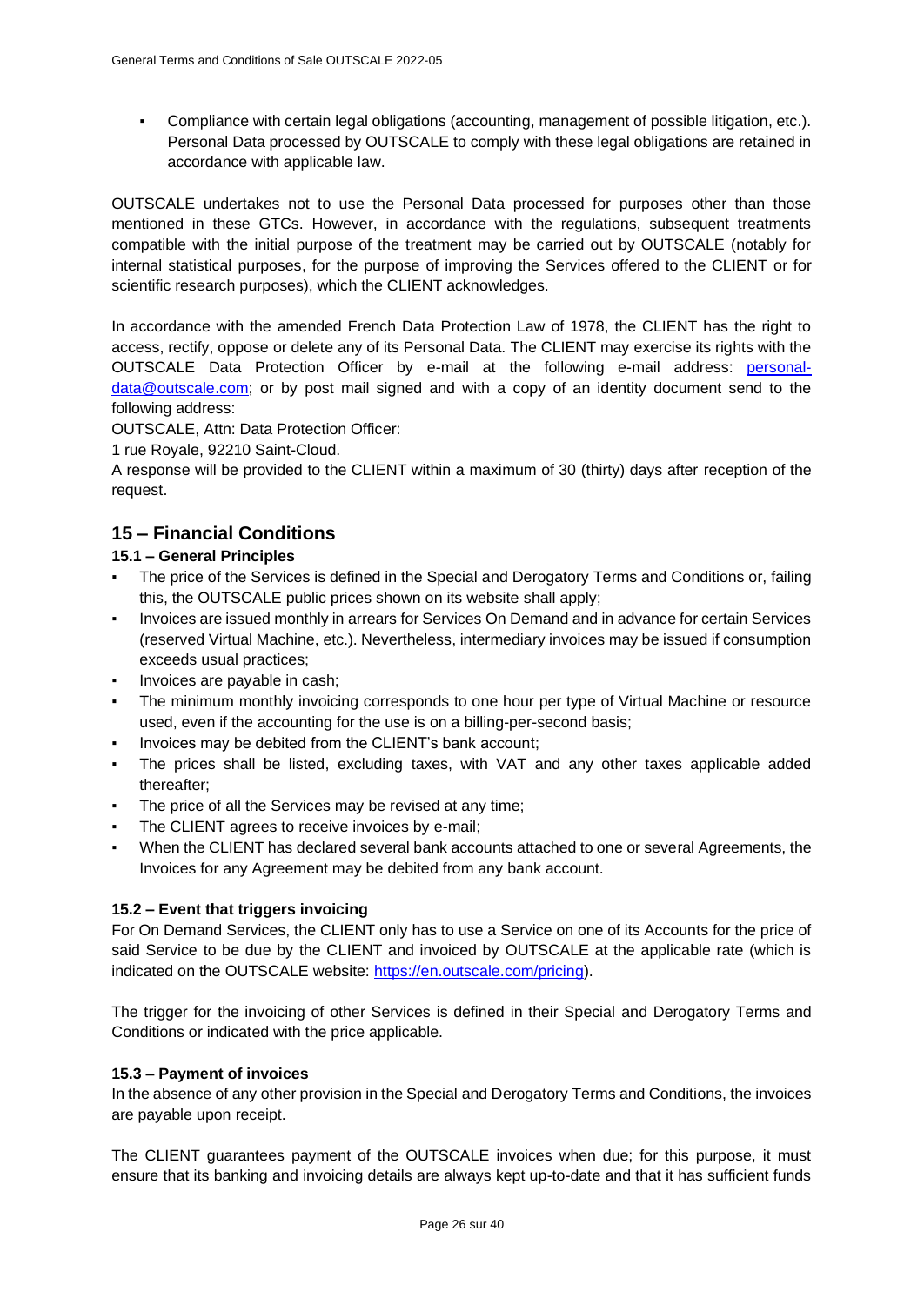- Compliance with certain legal obligations (accounting, management of possible litigation, etc.). Personal Data processed by OUTSCALE to comply with these legal obligations are retained in accordance with applicable law.

OUTSCALE undertakes not to use the Personal Data processed for purposes other than those mentioned in these GTCs. However, in accordance with the regulations, subsequent treatments compatible with the initial purpose of the treatment may be carried out by OUTSCALE (notably for internal statistical purposes, for the purpose of improving the Services offered to the CLIENT or for scientific research purposes), which the CLIENT acknowledges.

In accordance with the amended French Data Protection Law of 1978, the CLIENT has the right to access, rectify, oppose or delete any of its Personal Data. The CLIENT may exercise its rights with the OUTSCALE Data Protection Officer by e-mail at the following e-mail address: personal-data@outscale.com; or by post mail signed and with a copy of an identity document send to the following address:

OUTSCALE, Attn: Data Protection Officer:

1 rue Royale, 92210 Saint-Cloud.

A response will be provided to the CLIENT within a maximum of 30 (thirty) days after reception of the request.

## 15 – Financial Conditions

### 15.1 – General Principles

- The price of the Services is defined in the Special and Derogatory Terms and Conditions or, failing this, the OUTSCALE public prices shown on its website shall apply;
- Invoices are issued monthly in arrears for Services On Demand and in advance for certain Services (reserved Virtual Machine, etc.). Nevertheless, intermediary invoices may be issued if consumption exceeds usual practices;
- Invoices are payable in cash;
- The minimum monthly invoicing corresponds to one hour per type of Virtual Machine or resource used, even if the accounting for the use is on a billing-per-second basis;
- Invoices may be debited from the CLIENT's bank account;
- The prices shall be listed, excluding taxes, with VAT and any other taxes applicable added thereafter;
- The price of all the Services may be revised at any time;
- The CLIENT agrees to receive invoices by e-mail;
- When the CLIENT has declared several bank accounts attached to one or several Agreements, the Invoices for any Agreement may be debited from any bank account.

### 15.2 – Event that triggers invoicing

For On Demand Services, the CLIENT only has to use a Service on one of its Accounts for the price of said Service to be due by the CLIENT and invoiced by OUTSCALE at the applicable rate (which is indicated on the OUTSCALE website: https://en.outscale.com/pricing).

The trigger for the invoicing of other Services is defined in their Special and Derogatory Terms and Conditions or indicated with the price applicable.

### 15.3 – Payment of invoices

In the absence of any other provision in the Special and Derogatory Terms and Conditions, the invoices are payable upon receipt.

The CLIENT guarantees payment of the OUTSCALE invoices when due; for this purpose, it must ensure that its banking and invoicing details are always kept up-to-date and that it has sufficient funds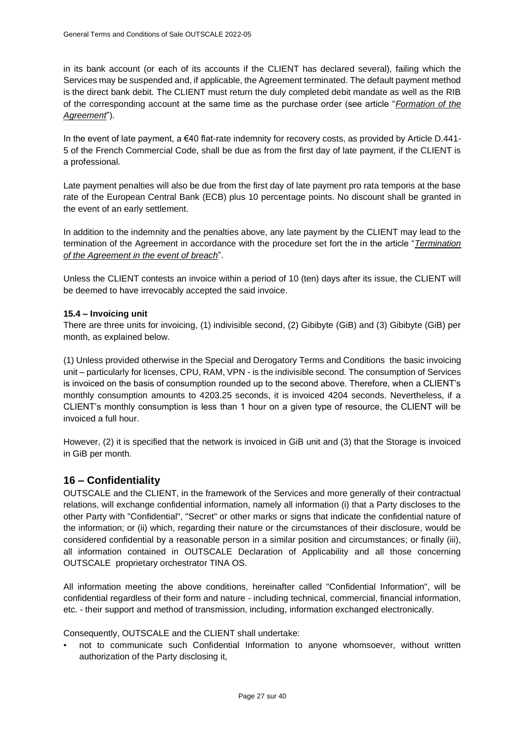in its bank account (or each of its accounts if the CLIENT has declared several), failing which the Services may be suspended and, if applicable, the Agreement terminated. The default payment method is the direct bank debit. The CLIENT must return the duly completed debit mandate as well as the RIB of the corresponding account at the same time as the purchase order (see article "*Formation of the Agreement*").

In the event of late payment, a €40 flat-rate indemnity for recovery costs, as provided by Article D.441-5 of the French Commercial Code, shall be due as from the first day of late payment, if the CLIENT is a professional.

Late payment penalties will also be due from the first day of late payment pro rata temporis at the base rate of the European Central Bank (ECB) plus 10 percentage points. No discount shall be granted in the event of an early settlement.

In addition to the indemnity and the penalties above, any late payment by the CLIENT may lead to the termination of the Agreement in accordance with the procedure set fort the in the article "*Termination of the Agreement in the event of breach*".

Unless the CLIENT contests an invoice within a period of 10 (ten) days after its issue, the CLIENT will be deemed to have irrevocably accepted the said invoice.

**15.4 – Invoicing unit**

There are three units for invoicing, (1) indivisible second, (2) Gibibyte (GiB) and (3) Gibibyte (GiB) per month, as explained below.

(1) Unless provided otherwise in the Special and Derogatory Terms and Conditions the basic invoicing unit – particularly for licenses, CPU, RAM, VPN - is the indivisible second. The consumption of Services is invoiced on the basis of consumption rounded up to the second above. Therefore, when a CLIENT's monthly consumption amounts to 4203.25 seconds, it is invoiced 4204 seconds. Nevertheless, if a CLIENT's monthly consumption is less than 1 hour on a given type of resource, the CLIENT will be invoiced a full hour.

However, (2) it is specified that the network is invoiced in GiB unit and (3) that the Storage is invoiced in GiB per month.

## 16 – Confidentiality

OUTSCALE and the CLIENT, in the framework of the Services and more generally of their contractual relations, will exchange confidential information, namely all information (i) that a Party discloses to the other Party with "Confidential", "Secret" or other marks or signs that indicate the confidential nature of the information; or (ii) which, regarding their nature or the circumstances of their disclosure, would be considered confidential by a reasonable person in a similar position and circumstances; or finally (iii), all information contained in OUTSCALE Declaration of Applicability and all those concerning OUTSCALE proprietary orchestrator TINA OS.

All information meeting the above conditions, hereinafter called "Confidential Information", will be confidential regardless of their form and nature - including technical, commercial, financial information, etc. - their support and method of transmission, including, information exchanged electronically.

Consequently, OUTSCALE and the CLIENT shall undertake:

- not to communicate such Confidential Information to anyone whomsoever, without written authorization of the Party disclosing it,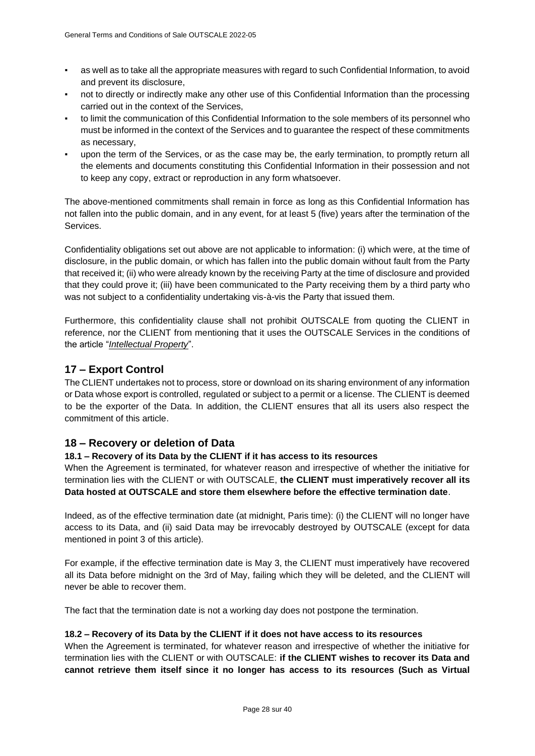- as well as to take all the appropriate measures with regard to such Confidential Information, to avoid and prevent its disclosure,
- not to directly or indirectly make any other use of this Confidential Information than the processing carried out in the context of the Services,
- to limit the communication of this Confidential Information to the sole members of its personnel who must be informed in the context of the Services and to guarantee the respect of these commitments as necessary,
- upon the term of the Services, or as the case may be, the early termination, to promptly return all the elements and documents constituting this Confidential Information in their possession and not to keep any copy, extract or reproduction in any form whatsoever.

The above-mentioned commitments shall remain in force as long as this Confidential Information has not fallen into the public domain, and in any event, for at least 5 (five) years after the termination of the Services.

Confidentiality obligations set out above are not applicable to information: (i) which were, at the time of disclosure, in the public domain, or which has fallen into the public domain without fault from the Party that received it; (ii) who were already known by the receiving Party at the time of disclosure and provided that they could prove it; (iii) have been communicated to the Party receiving them by a third party who was not subject to a confidentiality undertaking vis-à-vis the Party that issued them.

Furthermore, this confidentiality clause shall not prohibit OUTSCALE from quoting the CLIENT in reference, nor the CLIENT from mentioning that it uses the OUTSCALE Services in the conditions of the article "*Intellectual Property*".

## 17 – Export Control

The CLIENT undertakes not to process, store or download on its sharing environment of any information or Data whose export is controlled, regulated or subject to a permit or a license. The CLIENT is deemed to be the exporter of the Data. In addition, the CLIENT ensures that all its users also respect the commitment of this article.

## 18 – Recovery or deletion of Data

### 18.1 – Recovery of its Data by the CLIENT if it has access to its resources

When the Agreement is terminated, for whatever reason and irrespective of whether the initiative for termination lies with the CLIENT or with OUTSCALE, **the CLIENT must imperatively recover all its Data hosted at OUTSCALE and store them elsewhere before the effective termination date**.

Indeed, as of the effective termination date (at midnight, Paris time): (i) the CLIENT will no longer have access to its Data, and (ii) said Data may be irrevocably destroyed by OUTSCALE (except for data mentioned in point 3 of this article).

For example, if the effective termination date is May 3, the CLIENT must imperatively have recovered all its Data before midnight on the 3rd of May, failing which they will be deleted, and the CLIENT will never be able to recover them.

The fact that the termination date is not a working day does not postpone the termination.

### 18.2 – Recovery of its Data by the CLIENT if it does not have access to its resources

When the Agreement is terminated, for whatever reason and irrespective of whether the initiative for termination lies with the CLIENT or with OUTSCALE: **if the CLIENT wishes to recover its Data and cannot retrieve them itself since it no longer has access to its resources (Such as Virtual**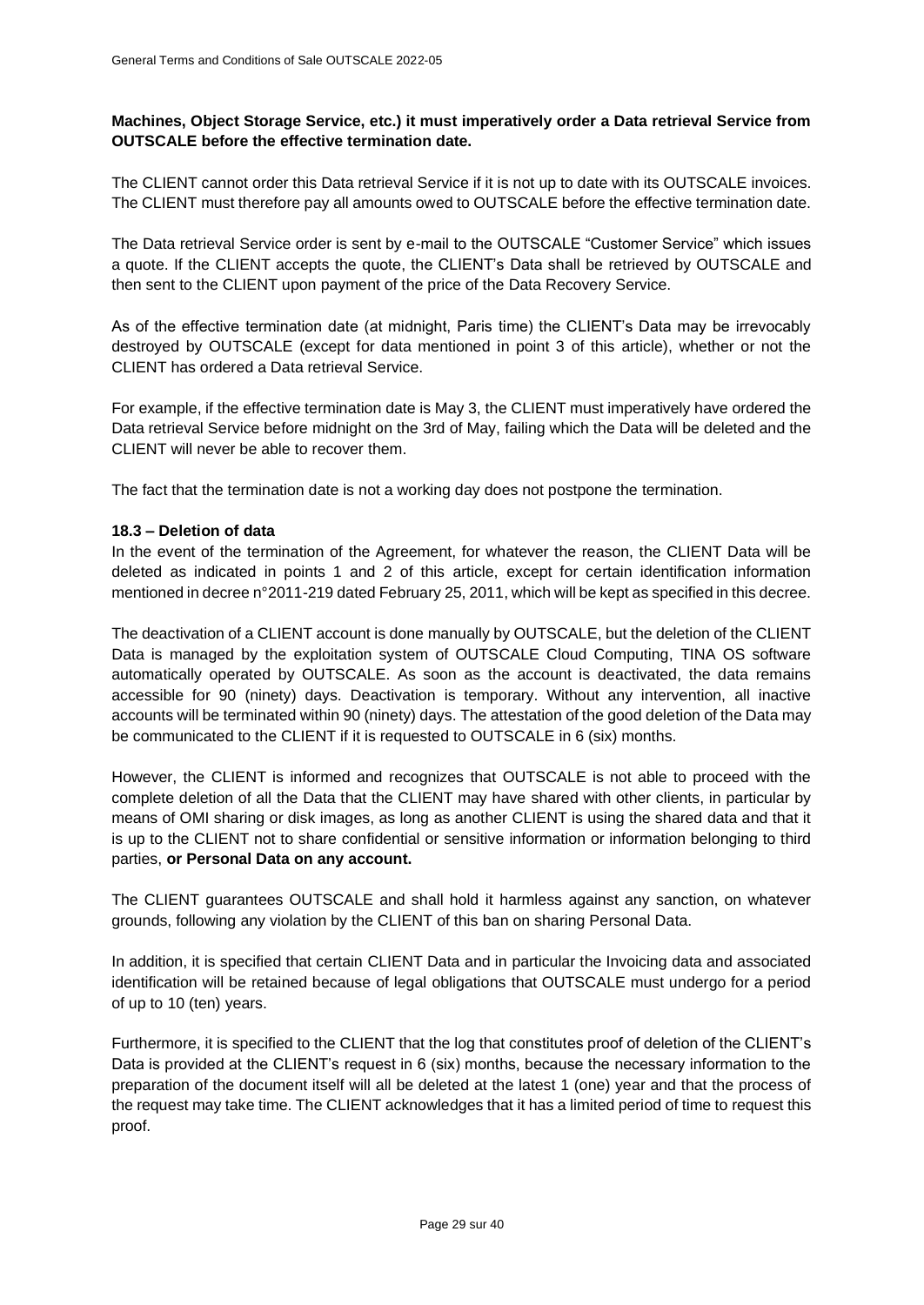**Machines, Object Storage Service, etc.) it must imperatively order a Data retrieval Service from OUTSCALE before the effective termination date.**

The CLIENT cannot order this Data retrieval Service if it is not up to date with its OUTSCALE invoices. The CLIENT must therefore pay all amounts owed to OUTSCALE before the effective termination date.

The Data retrieval Service order is sent by e-mail to the OUTSCALE "Customer Service" which issues a quote. If the CLIENT accepts the quote, the CLIENT's Data shall be retrieved by OUTSCALE and then sent to the CLIENT upon payment of the price of the Data Recovery Service.

As of the effective termination date (at midnight, Paris time) the CLIENT's Data may be irrevocably destroyed by OUTSCALE (except for data mentioned in point 3 of this article), whether or not the CLIENT has ordered a Data retrieval Service.

For example, if the effective termination date is May 3, the CLIENT must imperatively have ordered the Data retrieval Service before midnight on the 3rd of May, failing which the Data will be deleted and the CLIENT will never be able to recover them.

The fact that the termination date is not a working day does not postpone the termination.

**18.3 – Deletion of data**

In the event of the termination of the Agreement, for whatever the reason, the CLIENT Data will be deleted as indicated in points 1 and 2 of this article, except for certain identification information mentioned in decree n°2011-219 dated February 25, 2011, which will be kept as specified in this decree.

The deactivation of a CLIENT account is done manually by OUTSCALE, but the deletion of the CLIENT Data is managed by the exploitation system of OUTSCALE Cloud Computing, TINA OS software automatically operated by OUTSCALE. As soon as the account is deactivated, the data remains accessible for 90 (ninety) days. Deactivation is temporary. Without any intervention, all inactive accounts will be terminated within 90 (ninety) days. The attestation of the good deletion of the Data may be communicated to the CLIENT if it is requested to OUTSCALE in 6 (six) months.

However, the CLIENT is informed and recognizes that OUTSCALE is not able to proceed with the complete deletion of all the Data that the CLIENT may have shared with other clients, in particular by means of OMI sharing or disk images, as long as another CLIENT is using the shared data and that it is up to the CLIENT not to share confidential or sensitive information or information belonging to third parties, **or Personal Data on any account.**

The CLIENT guarantees OUTSCALE and shall hold it harmless against any sanction, on whatever grounds, following any violation by the CLIENT of this ban on sharing Personal Data.

In addition, it is specified that certain CLIENT Data and in particular the Invoicing data and associated identification will be retained because of legal obligations that OUTSCALE must undergo for a period of up to 10 (ten) years.

Furthermore, it is specified to the CLIENT that the log that constitutes proof of deletion of the CLIENT's Data is provided at the CLIENT's request in 6 (six) months, because the necessary information to the preparation of the document itself will all be deleted at the latest 1 (one) year and that the process of the request may take time. The CLIENT acknowledges that it has a limited period of time to request this proof.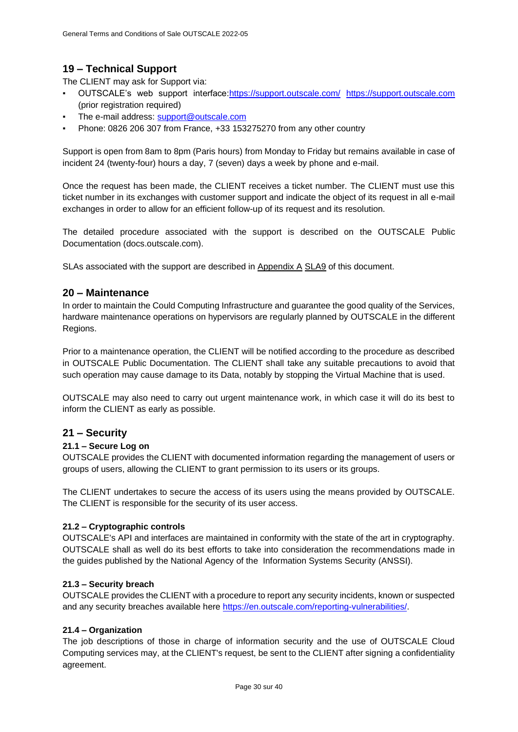## 19 – Technical Support

The CLIENT may ask for Support via:

- OUTSCALE's web support interface:https://support.outscale.com/ https://support.outscale.com (prior registration required)
- The e-mail address: support@outscale.com
- Phone: 0826 206 307 from France, +33 153275270 from any other country

Support is open from 8am to 8pm (Paris hours) from Monday to Friday but remains available in case of incident 24 (twenty-four) hours a day, 7 (seven) days a week by phone and e-mail.

Once the request has been made, the CLIENT receives a ticket number. The CLIENT must use this ticket number in its exchanges with customer support and indicate the object of its request in all e-mail exchanges in order to allow for an efficient follow-up of its request and its resolution.

The detailed procedure associated with the support is described on the OUTSCALE Public Documentation (docs.outscale.com).

SLAs associated with the support are described in Appendix A SLA9 of this document.

## 20 – Maintenance

In order to maintain the Could Computing Infrastructure and guarantee the good quality of the Services, hardware maintenance operations on hypervisors are regularly planned by OUTSCALE in the different Regions.

Prior to a maintenance operation, the CLIENT will be notified according to the procedure as described in OUTSCALE Public Documentation. The CLIENT shall take any suitable precautions to avoid that such operation may cause damage to its Data, notably by stopping the Virtual Machine that is used.

OUTSCALE may also need to carry out urgent maintenance work, in which case it will do its best to inform the CLIENT as early as possible.

## 21 – Security

### 21.1 – Secure Log on

OUTSCALE provides the CLIENT with documented information regarding the management of users or groups of users, allowing the CLIENT to grant permission to its users or its groups.

The CLIENT undertakes to secure the access of its users using the means provided by OUTSCALE. The CLIENT is responsible for the security of its user access.

### 21.2 – Cryptographic controls

OUTSCALE's API and interfaces are maintained in conformity with the state of the art in cryptography. OUTSCALE shall as well do its best efforts to take into consideration the recommendations made in the guides published by the National Agency of the Information Systems Security (ANSSI).

### 21.3 – Security breach

OUTSCALE provides the CLIENT with a procedure to report any security incidents, known or suspected and any security breaches available here https://en.outscale.com/reporting-vulnerabilities/.

### 21.4 – Organization

The job descriptions of those in charge of information security and the use of OUTSCALE Cloud Computing services may, at the CLIENT's request, be sent to the CLIENT after signing a confidentiality agreement.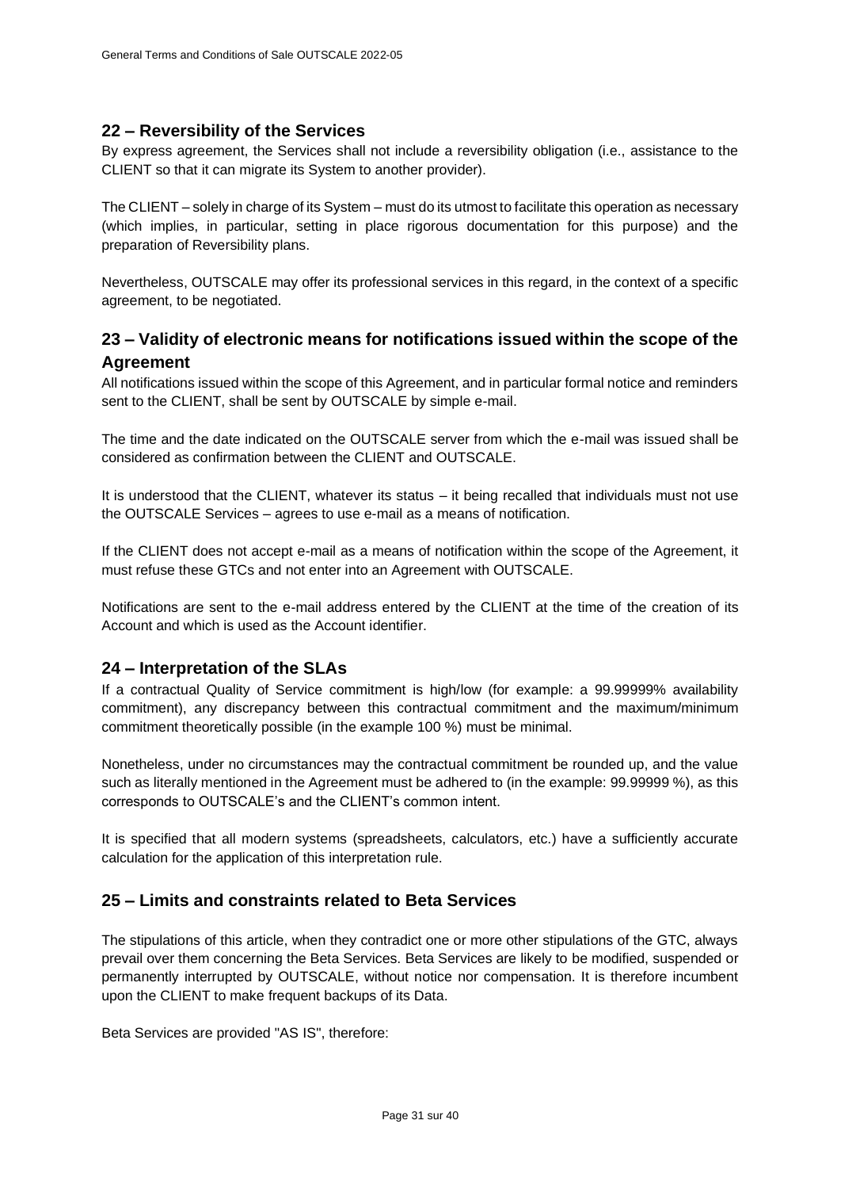## 22 – Reversibility of the Services

By express agreement, the Services shall not include a reversibility obligation (i.e., assistance to the CLIENT so that it can migrate its System to another provider).

The CLIENT – solely in charge of its System – must do its utmost to facilitate this operation as necessary (which implies, in particular, setting in place rigorous documentation for this purpose) and the preparation of Reversibility plans.

Nevertheless, OUTSCALE may offer its professional services in this regard, in the context of a specific agreement, to be negotiated.

## 23 – Validity of electronic means for notifications issued within the scope of the Agreement

All notifications issued within the scope of this Agreement, and in particular formal notice and reminders sent to the CLIENT, shall be sent by OUTSCALE by simple e-mail.

The time and the date indicated on the OUTSCALE server from which the e-mail was issued shall be considered as confirmation between the CLIENT and OUTSCALE.

It is understood that the CLIENT, whatever its status – it being recalled that individuals must not use the OUTSCALE Services – agrees to use e-mail as a means of notification.

If the CLIENT does not accept e-mail as a means of notification within the scope of the Agreement, it must refuse these GTCs and not enter into an Agreement with OUTSCALE.

Notifications are sent to the e-mail address entered by the CLIENT at the time of the creation of its Account and which is used as the Account identifier.

## 24 – Interpretation of the SLAs

If a contractual Quality of Service commitment is high/low (for example: a 99.99999% availability commitment), any discrepancy between this contractual commitment and the maximum/minimum commitment theoretically possible (in the example 100 %) must be minimal.

Nonetheless, under no circumstances may the contractual commitment be rounded up, and the value such as literally mentioned in the Agreement must be adhered to (in the example: 99.99999 %), as this corresponds to OUTSCALE's and the CLIENT's common intent.

It is specified that all modern systems (spreadsheets, calculators, etc.) have a sufficiently accurate calculation for the application of this interpretation rule.

## 25 – Limits and constraints related to Beta Services

The stipulations of this article, when they contradict one or more other stipulations of the GTC, always prevail over them concerning the Beta Services. Beta Services are likely to be modified, suspended or permanently interrupted by OUTSCALE, without notice nor compensation. It is therefore incumbent upon the CLIENT to make frequent backups of its Data.

Beta Services are provided "AS IS", therefore: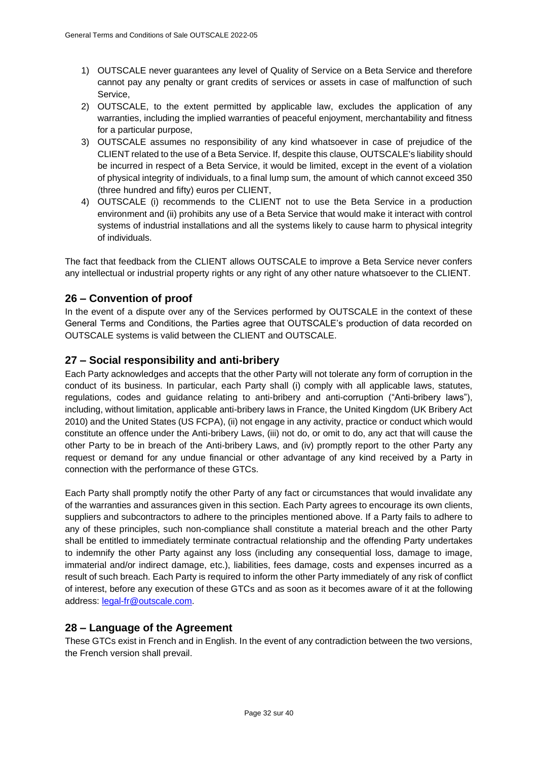1) OUTSCALE never guarantees any level of Quality of Service on a Beta Service and therefore cannot pay any penalty or grant credits of services or assets in case of malfunction of such Service,
2) OUTSCALE, to the extent permitted by applicable law, excludes the application of any warranties, including the implied warranties of peaceful enjoyment, merchantability and fitness for a particular purpose,
3) OUTSCALE assumes no responsibility of any kind whatsoever in case of prejudice of the CLIENT related to the use of a Beta Service. If, despite this clause, OUTSCALE's liability should be incurred in respect of a Beta Service, it would be limited, except in the event of a violation of physical integrity of individuals, to a final lump sum, the amount of which cannot exceed 350 (three hundred and fifty) euros per CLIENT,
4) OUTSCALE (i) recommends to the CLIENT not to use the Beta Service in a production environment and (ii) prohibits any use of a Beta Service that would make it interact with control systems of industrial installations and all the systems likely to cause harm to physical integrity of individuals.

The fact that feedback from the CLIENT allows OUTSCALE to improve a Beta Service never confers any intellectual or industrial property rights or any right of any other nature whatsoever to the CLIENT.

## 26 – Convention of proof

In the event of a dispute over any of the Services performed by OUTSCALE in the context of these General Terms and Conditions, the Parties agree that OUTSCALE's production of data recorded on OUTSCALE systems is valid between the CLIENT and OUTSCALE.

## 27 – Social responsibility and anti-bribery

Each Party acknowledges and accepts that the other Party will not tolerate any form of corruption in the conduct of its business. In particular, each Party shall (i) comply with all applicable laws, statutes, regulations, codes and guidance relating to anti-bribery and anti-corruption ("Anti-bribery laws"), including, without limitation, applicable anti-bribery laws in France, the United Kingdom (UK Bribery Act 2010) and the United States (US FCPA), (ii) not engage in any activity, practice or conduct which would constitute an offence under the Anti-bribery Laws, (iii) not do, or omit to do, any act that will cause the other Party to be in breach of the Anti-bribery Laws, and (iv) promptly report to the other Party any request or demand for any undue financial or other advantage of any kind received by a Party in connection with the performance of these GTCs.

Each Party shall promptly notify the other Party of any fact or circumstances that would invalidate any of the warranties and assurances given in this section. Each Party agrees to encourage its own clients, suppliers and subcontractors to adhere to the principles mentioned above. If a Party fails to adhere to any of these principles, such non-compliance shall constitute a material breach and the other Party shall be entitled to immediately terminate contractual relationship and the offending Party undertakes to indemnify the other Party against any loss (including any consequential loss, damage to image, immaterial and/or indirect damage, etc.), liabilities, fees damage, costs and expenses incurred as a result of such breach. Each Party is required to inform the other Party immediately of any risk of conflict of interest, before any execution of these GTCs and as soon as it becomes aware of it at the following address: legal-fr@outscale.com.

## 28 – Language of the Agreement

These GTCs exist in French and in English. In the event of any contradiction between the two versions, the French version shall prevail.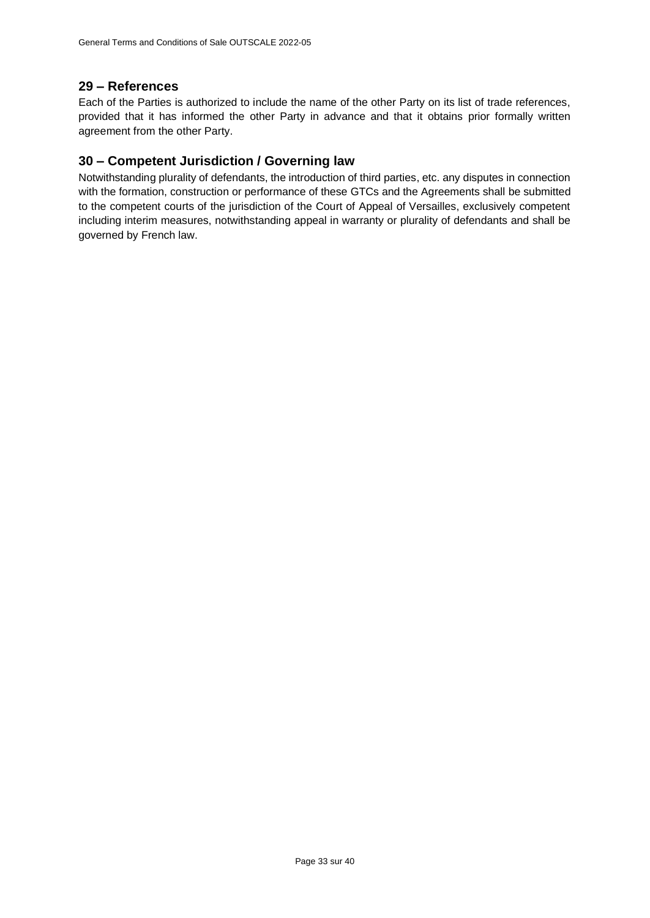## 29 – References

Each of the Parties is authorized to include the name of the other Party on its list of trade references, provided that it has informed the other Party in advance and that it obtains prior formally written agreement from the other Party.

## 30 – Competent Jurisdiction / Governing law

Notwithstanding plurality of defendants, the introduction of third parties, etc. any disputes in connection with the formation, construction or performance of these GTCs and the Agreements shall be submitted to the competent courts of the jurisdiction of the Court of Appeal of Versailles, exclusively competent including interim measures, notwithstanding appeal in warranty or plurality of defendants and shall be governed by French law.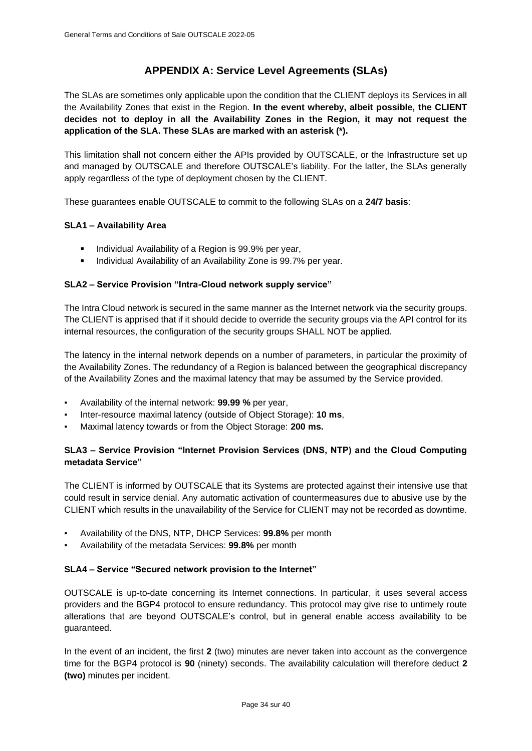# APPENDIX A: Service Level Agreements (SLAs)

The SLAs are sometimes only applicable upon the condition that the CLIENT deploys its Services in all the Availability Zones that exist in the Region. **In the event whereby, albeit possible, the CLIENT decides not to deploy in all the Availability Zones in the Region, it may not request the application of the SLA. These SLAs are marked with an asterisk (*).**

This limitation shall not concern either the APIs provided by OUTSCALE, or the Infrastructure set up and managed by OUTSCALE and therefore OUTSCALE's liability. For the latter, the SLAs generally apply regardless of the type of deployment chosen by the CLIENT.

These guarantees enable OUTSCALE to commit to the following SLAs on a **24/7 basis**:

### SLA1 – Availability Area

- Individual Availability of a Region is 99.9% per year,
- Individual Availability of an Availability Zone is 99.7% per year.

### SLA2 – Service Provision "Intra-Cloud network supply service"

The Intra Cloud network is secured in the same manner as the Internet network via the security groups. The CLIENT is apprised that if it should decide to override the security groups via the API control for its internal resources, the configuration of the security groups SHALL NOT be applied.

The latency in the internal network depends on a number of parameters, in particular the proximity of the Availability Zones. The redundancy of a Region is balanced between the geographical discrepancy of the Availability Zones and the maximal latency that may be assumed by the Service provided.

- Availability of the internal network: **99.99 %** per year,
- Inter-resource maximal latency (outside of Object Storage): **10 ms**,
- Maximal latency towards or from the Object Storage: **200 ms.**

### SLA3 – Service Provision "Internet Provision Services (DNS, NTP) and the Cloud Computing metadata Service"

The CLIENT is informed by OUTSCALE that its Systems are protected against their intensive use that could result in service denial. Any automatic activation of countermeasures due to abusive use by the CLIENT which results in the unavailability of the Service for CLIENT may not be recorded as downtime.

- Availability of the DNS, NTP, DHCP Services: **99.8%** per month
- Availability of the metadata Services: **99.8%** per month

### SLA4 – Service "Secured network provision to the Internet"

OUTSCALE is up-to-date concerning its Internet connections. In particular, it uses several access providers and the BGP4 protocol to ensure redundancy. This protocol may give rise to untimely route alterations that are beyond OUTSCALE's control, but in general enable access availability to be guaranteed.

In the event of an incident, the first **2** (two) minutes are never taken into account as the convergence time for the BGP4 protocol is **90** (ninety) seconds. The availability calculation will therefore deduct **2 (two)** minutes per incident.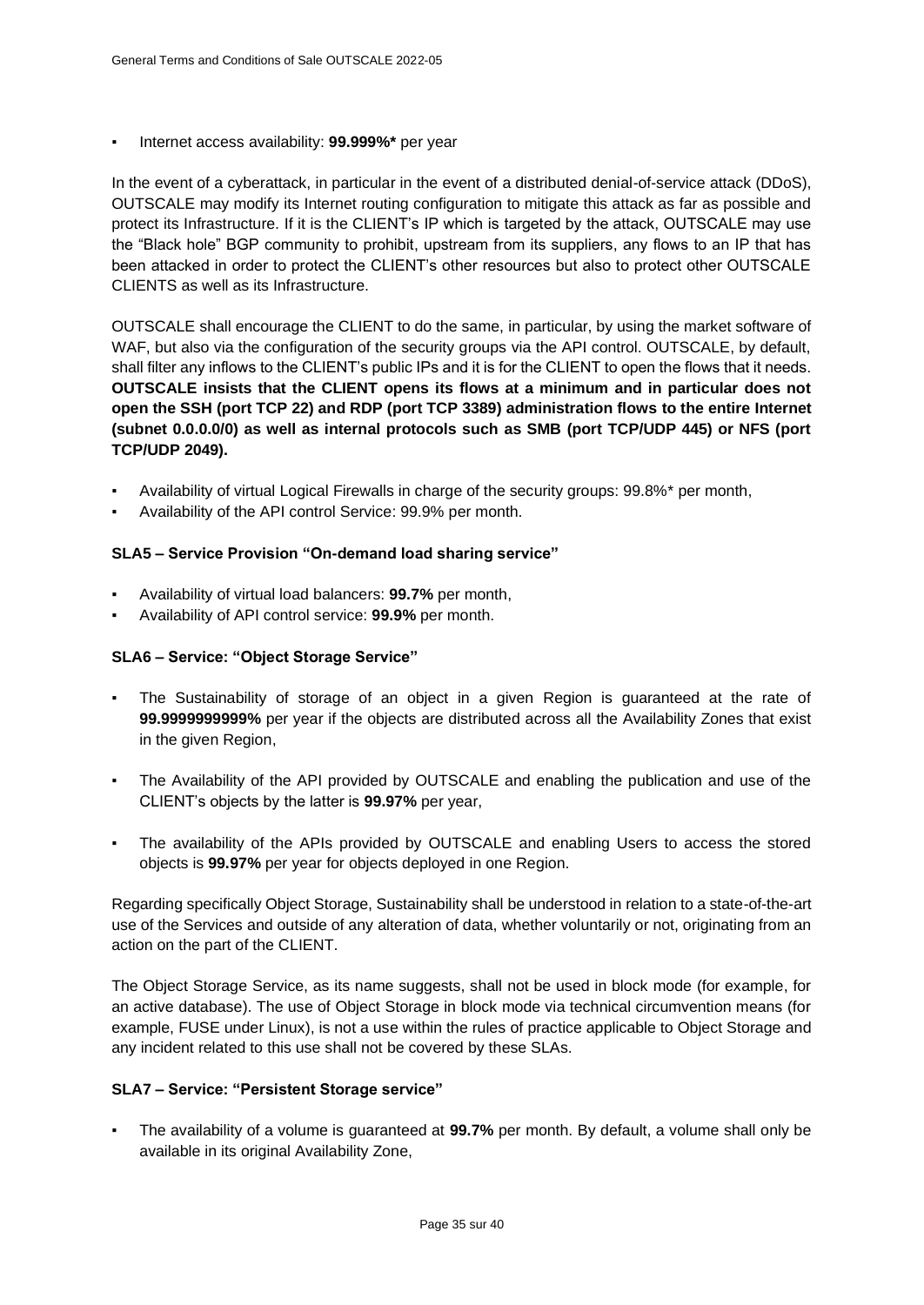- Internet access availability: **99.999%*** per year

In the event of a cyberattack, in particular in the event of a distributed denial-of-service attack (DDoS), OUTSCALE may modify its Internet routing configuration to mitigate this attack as far as possible and protect its Infrastructure. If it is the CLIENT's IP which is targeted by the attack, OUTSCALE may use the "Black hole" BGP community to prohibit, upstream from its suppliers, any flows to an IP that has been attacked in order to protect the CLIENT's other resources but also to protect other OUTSCALE CLIENTS as well as its Infrastructure.

OUTSCALE shall encourage the CLIENT to do the same, in particular, by using the market software of WAF, but also via the configuration of the security groups via the API control. OUTSCALE, by default, shall filter any inflows to the CLIENT's public IPs and it is for the CLIENT to open the flows that it needs. **OUTSCALE insists that the CLIENT opens its flows at a minimum and in particular does not open the SSH (port TCP 22) and RDP (port TCP 3389) administration flows to the entire Internet (subnet 0.0.0.0/0) as well as internal protocols such as SMB (port TCP/UDP 445) or NFS (port TCP/UDP 2049).**

- Availability of virtual Logical Firewalls in charge of the security groups: 99.8%* per month,
- Availability of the API control Service: 99.9% per month.

**SLA5 – Service Provision "On-demand load sharing service"**

- Availability of virtual load balancers: **99.7%** per month,
- Availability of API control service: **99.9%** per month.

**SLA6 – Service: "Object Storage Service"**

- The Sustainability of storage of an object in a given Region is guaranteed at the rate of **99.9999999999%** per year if the objects are distributed across all the Availability Zones that exist in the given Region,
- The Availability of the API provided by OUTSCALE and enabling the publication and use of the CLIENT's objects by the latter is **99.97%** per year,
- The availability of the APIs provided by OUTSCALE and enabling Users to access the stored objects is **99.97%** per year for objects deployed in one Region.

Regarding specifically Object Storage, Sustainability shall be understood in relation to a state-of-the-art use of the Services and outside of any alteration of data, whether voluntarily or not, originating from an action on the part of the CLIENT.

The Object Storage Service, as its name suggests, shall not be used in block mode (for example, for an active database). The use of Object Storage in block mode via technical circumvention means (for example, FUSE under Linux), is not a use within the rules of practice applicable to Object Storage and any incident related to this use shall not be covered by these SLAs.

**SLA7 – Service: "Persistent Storage service"**

- The availability of a volume is guaranteed at **99.7%** per month. By default, a volume shall only be available in its original Availability Zone,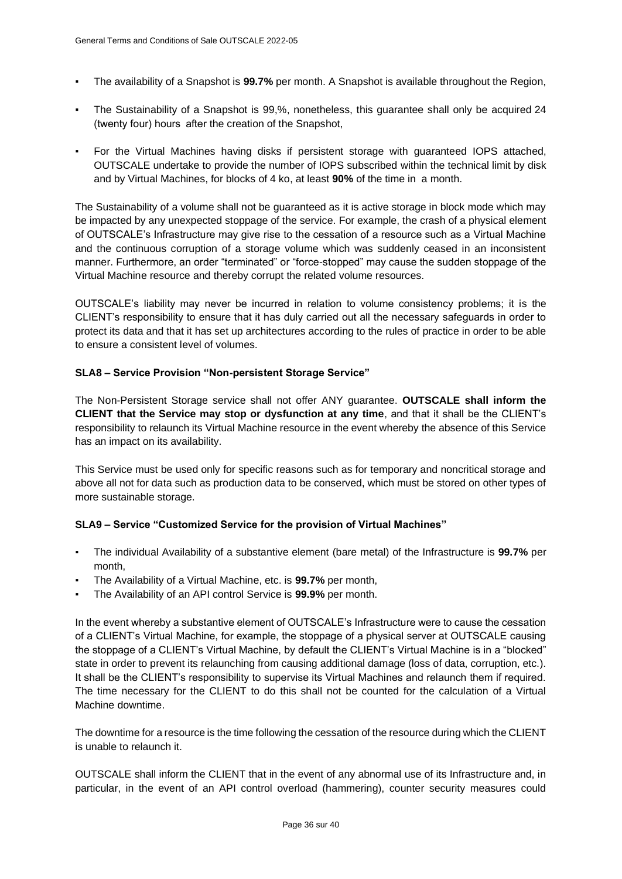- The availability of a Snapshot is **99.7%** per month. A Snapshot is available throughout the Region,
- The Sustainability of a Snapshot is 99,%, nonetheless, this guarantee shall only be acquired 24 (twenty four) hours after the creation of the Snapshot,
- For the Virtual Machines having disks if persistent storage with guaranteed IOPS attached, OUTSCALE undertake to provide the number of IOPS subscribed within the technical limit by disk and by Virtual Machines, for blocks of 4 ko, at least **90%** of the time in a month.

The Sustainability of a volume shall not be guaranteed as it is active storage in block mode which may be impacted by any unexpected stoppage of the service. For example, the crash of a physical element of OUTSCALE's Infrastructure may give rise to the cessation of a resource such as a Virtual Machine and the continuous corruption of a storage volume which was suddenly ceased in an inconsistent manner. Furthermore, an order "terminated" or "force-stopped" may cause the sudden stoppage of the Virtual Machine resource and thereby corrupt the related volume resources.

OUTSCALE's liability may never be incurred in relation to volume consistency problems; it is the CLIENT's responsibility to ensure that it has duly carried out all the necessary safeguards in order to protect its data and that it has set up architectures according to the rules of practice in order to be able to ensure a consistent level of volumes.

**SLA8 – Service Provision "Non-persistent Storage Service"**

The Non-Persistent Storage service shall not offer ANY guarantee. **OUTSCALE shall inform the CLIENT that the Service may stop or dysfunction at any time**, and that it shall be the CLIENT's responsibility to relaunch its Virtual Machine resource in the event whereby the absence of this Service has an impact on its availability.

This Service must be used only for specific reasons such as for temporary and noncritical storage and above all not for data such as production data to be conserved, which must be stored on other types of more sustainable storage.

**SLA9 – Service "Customized Service for the provision of Virtual Machines"**

- The individual Availability of a substantive element (bare metal) of the Infrastructure is **99.7%** per month,
- The Availability of a Virtual Machine, etc. is **99.7%** per month,
- The Availability of an API control Service is **99.9%** per month.

In the event whereby a substantive element of OUTSCALE's Infrastructure were to cause the cessation of a CLIENT's Virtual Machine, for example, the stoppage of a physical server at OUTSCALE causing the stoppage of a CLIENT's Virtual Machine, by default the CLIENT's Virtual Machine is in a "blocked" state in order to prevent its relaunching from causing additional damage (loss of data, corruption, etc.). It shall be the CLIENT's responsibility to supervise its Virtual Machines and relaunch them if required. The time necessary for the CLIENT to do this shall not be counted for the calculation of a Virtual Machine downtime.

The downtime for a resource is the time following the cessation of the resource during which the CLIENT is unable to relaunch it.

OUTSCALE shall inform the CLIENT that in the event of any abnormal use of its Infrastructure and, in particular, in the event of an API control overload (hammering), counter security measures could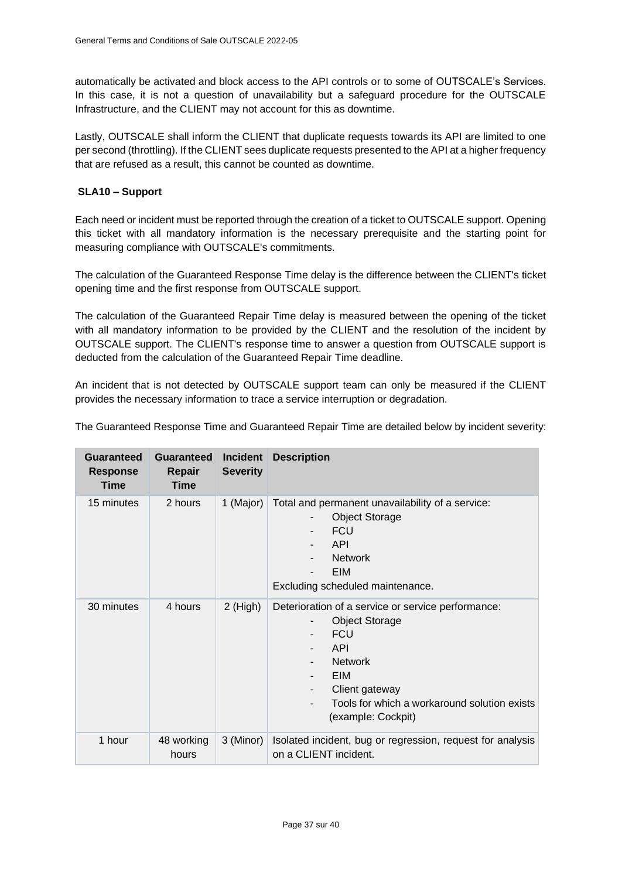automatically be activated and block access to the API controls or to some of OUTSCALE's Services. In this case, it is not a question of unavailability but a safeguard procedure for the OUTSCALE Infrastructure, and the CLIENT may not account for this as downtime.

Lastly, OUTSCALE shall inform the CLIENT that duplicate requests towards its API are limited to one per second (throttling). If the CLIENT sees duplicate requests presented to the API at a higher frequency that are refused as a result, this cannot be counted as downtime.

**SLA10 – Support**

Each need or incident must be reported through the creation of a ticket to OUTSCALE support. Opening this ticket with all mandatory information is the necessary prerequisite and the starting point for measuring compliance with OUTSCALE's commitments.

The calculation of the Guaranteed Response Time delay is the difference between the CLIENT's ticket opening time and the first response from OUTSCALE support.

The calculation of the Guaranteed Repair Time delay is measured between the opening of the ticket with all mandatory information to be provided by the CLIENT and the resolution of the incident by OUTSCALE support. The CLIENT's response time to answer a question from OUTSCALE support is deducted from the calculation of the Guaranteed Repair Time deadline.

An incident that is not detected by OUTSCALE support team can only be measured if the CLIENT provides the necessary information to trace a service interruption or degradation.

The Guaranteed Response Time and Guaranteed Repair Time are detailed below by incident severity:

| Guaranteed Response Time | Guaranteed Repair Time | Incident Severity | Description |
|---|---|---|---|
| 15 minutes | 2 hours | 1 (Major) | Total and permanent unavailability of a service:<br>- Object Storage<br>- FCU<br>- API<br>- Network<br>- EIM<br>Excluding scheduled maintenance. |
| 30 minutes | 4 hours | 2 (High) | Deterioration of a service or service performance:<br>- Object Storage<br>- FCU<br>- API<br>- Network<br>- EIM<br>- Client gateway<br>- Tools for which a workaround solution exists (example: Cockpit) |
| 1 hour | 48 working hours | 3 (Minor) | Isolated incident, bug or regression, request for analysis on a CLIENT incident. |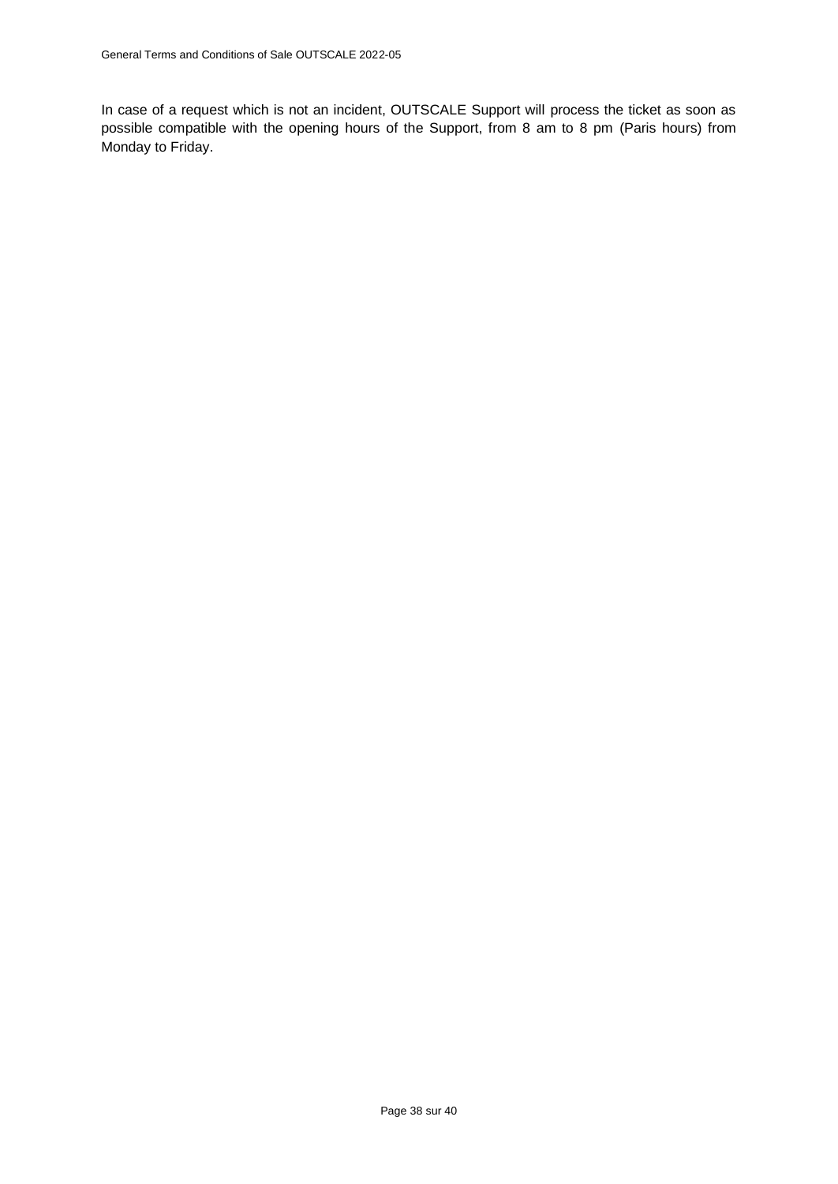In case of a request which is not an incident, OUTSCALE Support will process the ticket as soon as possible compatible with the opening hours of the Support, from 8 am to 8 pm (Paris hours) from Monday to Friday.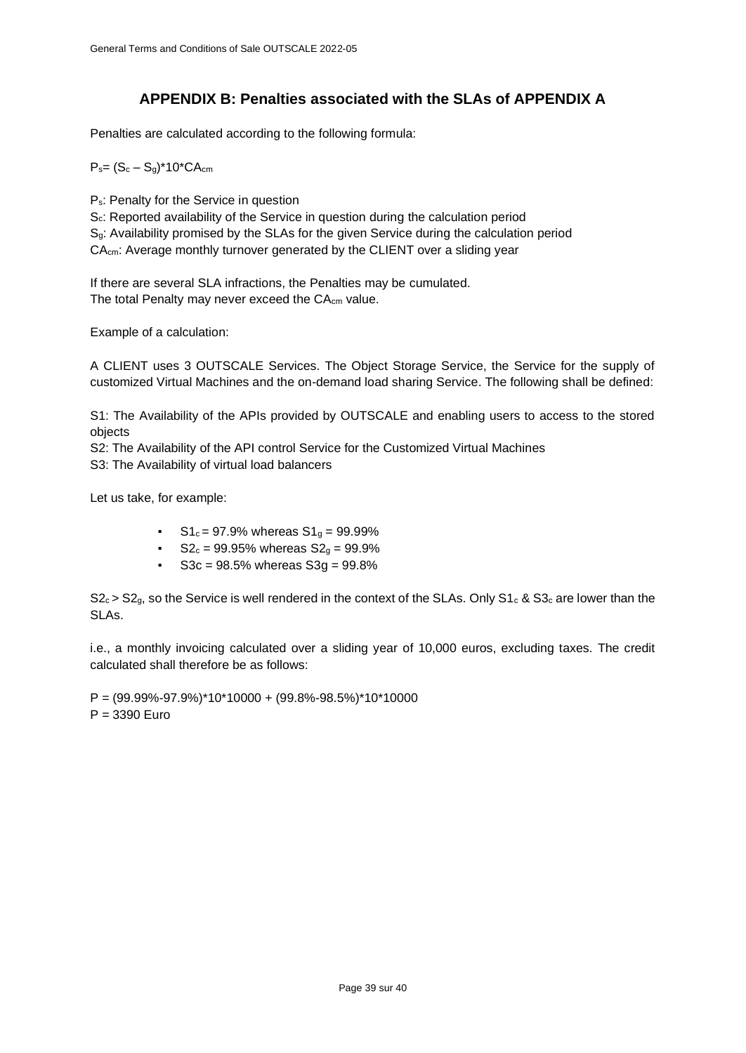## APPENDIX B: Penalties associated with the SLAs of APPENDIX A

Penalties are calculated according to the following formula:

$P_s = (S_c - S_g)*10*CA_{cm}$

$P_s$: Penalty for the Service in question

$S_c$: Reported availability of the Service in question during the calculation period

$S_g$: Availability promised by the SLAs for the given Service during the calculation period

$CA_{cm}$: Average monthly turnover generated by the CLIENT over a sliding year

If there are several SLA infractions, the Penalties may be cumulated.
The total Penalty may never exceed the $CA_{cm}$ value.

Example of a calculation:

A CLIENT uses 3 OUTSCALE Services. The Object Storage Service, the Service for the supply of customized Virtual Machines and the on-demand load sharing Service. The following shall be defined:

S1: The Availability of the APIs provided by OUTSCALE and enabling users to access to the stored objects

S2: The Availability of the API control Service for the Customized Virtual Machines

S3: The Availability of virtual load balancers

Let us take, for example:

- $S1_c$ = 97.9% whereas $S1_g$ = 99.99%
- $S2_c$ = 99.95% whereas $S2_g$ = 99.9%
- S3c = 98.5% whereas S3g = 99.8%

$S2_c > S2_g$, so the Service is well rendered in the context of the SLAs. Only $S1_c$ & $S3_c$ are lower than the SLAs.

i.e., a monthly invoicing calculated over a sliding year of 10,000 euros, excluding taxes. The credit calculated shall therefore be as follows:

P = (99.99%-97.9%)*10*10000 + (99.8%-98.5%)*10*10000
P = 3390 Euro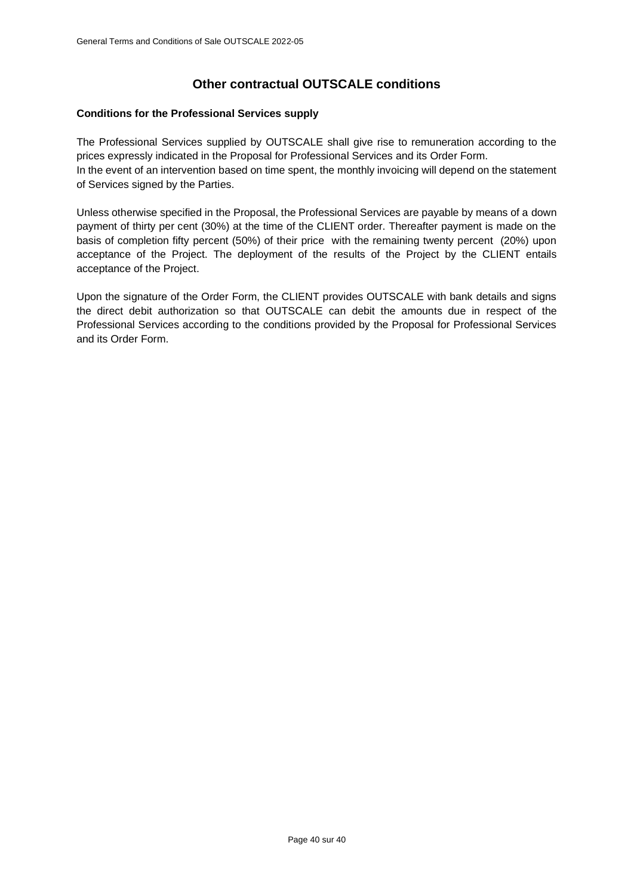# Other contractual OUTSCALE conditions

**Conditions for the Professional Services supply**

The Professional Services supplied by OUTSCALE shall give rise to remuneration according to the prices expressly indicated in the Proposal for Professional Services and its Order Form.
In the event of an intervention based on time spent, the monthly invoicing will depend on the statement of Services signed by the Parties.

Unless otherwise specified in the Proposal, the Professional Services are payable by means of a down payment of thirty per cent (30%) at the time of the CLIENT order. Thereafter payment is made on the basis of completion fifty percent (50%) of their price with the remaining twenty percent (20%) upon acceptance of the Project. The deployment of the results of the Project by the CLIENT entails acceptance of the Project.

Upon the signature of the Order Form, the CLIENT provides OUTSCALE with bank details and signs the direct debit authorization so that OUTSCALE can debit the amounts due in respect of the Professional Services according to the conditions provided by the Proposal for Professional Services and its Order Form.